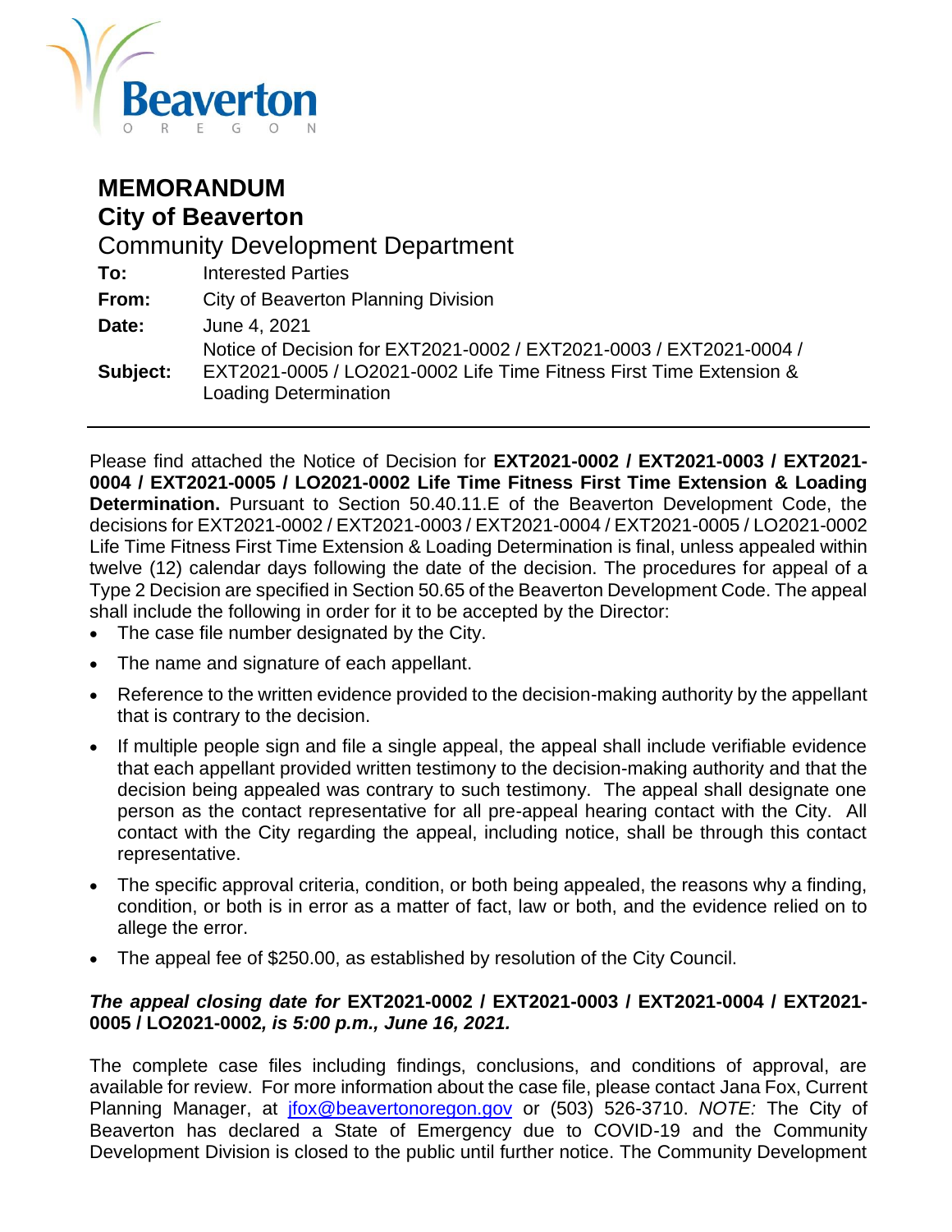Beaverton
OREGON

# MEMORANDUM
## City of Beaverton
Community Development Department

| | |
|---|---|
| **To:** | Interested Parties |
| **From:** | City of Beaverton Planning Division |
| **Date:** | June 4, 2021 |
| **Subject:** | Notice of Decision for EXT2021-0002 / EXT2021-0003 / EXT2021-0004 / EXT2021-0005 / LO2021-0002 Life Time Fitness First Time Extension & Loading Determination |

---

Please find attached the Notice of Decision for **EXT2021-0002 / EXT2021-0003 / EXT2021-0004 / EXT2021-0005 / LO2021-0002 Life Time Fitness First Time Extension & Loading Determination.** Pursuant to Section 50.40.11.E of the Beaverton Development Code, the decisions for EXT2021-0002 / EXT2021-0003 / EXT2021-0004 / EXT2021-0005 / LO2021-0002 Life Time Fitness First Time Extension & Loading Determination is final, unless appealed within twelve (12) calendar days following the date of the decision. The procedures for appeal of a Type 2 Decision are specified in Section 50.65 of the Beaverton Development Code. The appeal shall include the following in order for it to be accepted by the Director:

- The case file number designated by the City.
- The name and signature of each appellant.
- Reference to the written evidence provided to the decision-making authority by the appellant that is contrary to the decision.
- If multiple people sign and file a single appeal, the appeal shall include verifiable evidence that each appellant provided written testimony to the decision-making authority and that the decision being appealed was contrary to such testimony. The appeal shall designate one person as the contact representative for all pre-appeal hearing contact with the City. All contact with the City regarding the appeal, including notice, shall be through this contact representative.
- The specific approval criteria, condition, or both being appealed, the reasons why a finding, condition, or both is in error as a matter of fact, law or both, and the evidence relied on to allege the error.
- The appeal fee of $250.00, as established by resolution of the City Council.

***The appeal closing date for* EXT2021-0002 / EXT2021-0003 / EXT2021-0004 / EXT2021-0005 / LO2021-0002*, is 5:00 p.m., June 16, 2021.***

The complete case files including findings, conclusions, and conditions of approval, are available for review. For more information about the case file, please contact Jana Fox, Current Planning Manager, at jfox@beavertonoregon.gov or (503) 526-3710. *NOTE:* The City of Beaverton has declared a State of Emergency due to COVID-19 and the Community Development Division is closed to the public until further notice. The Community Development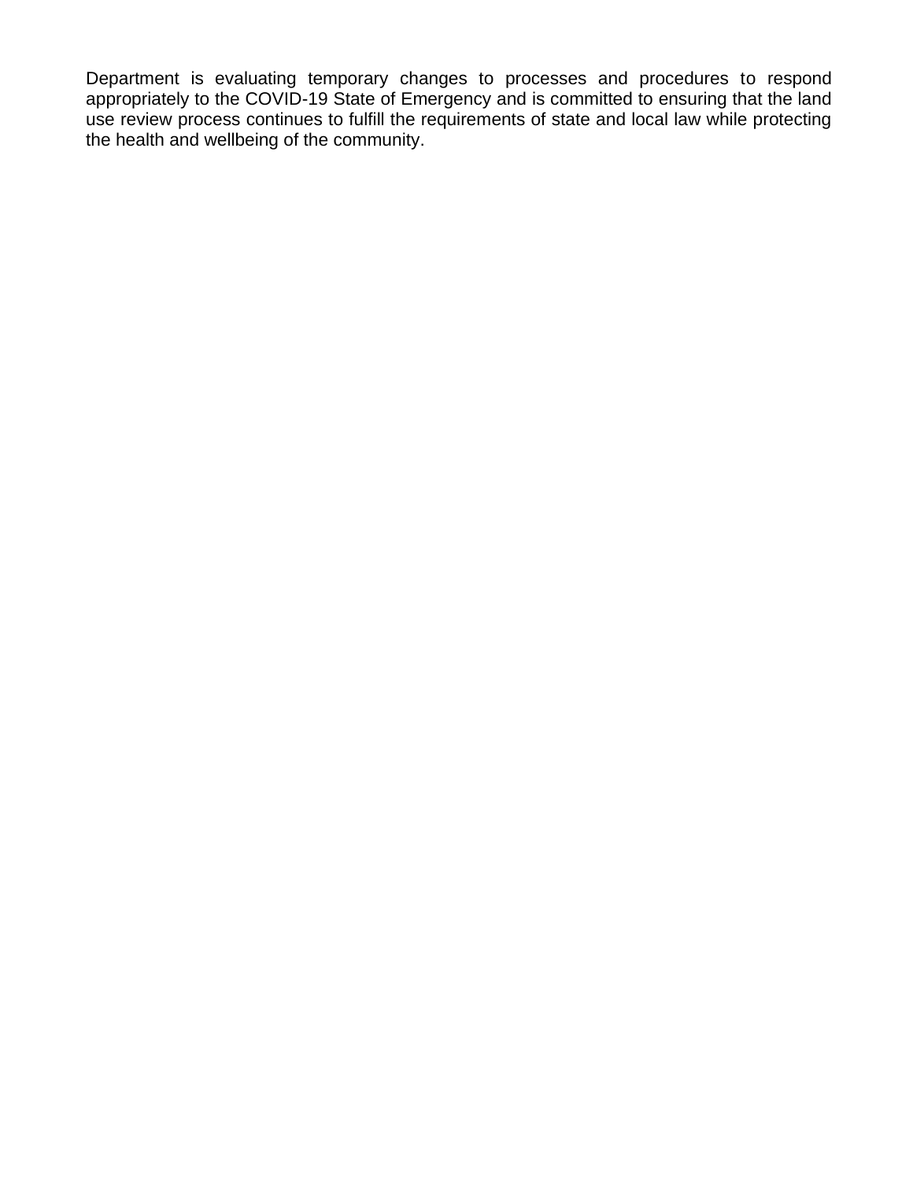Department is evaluating temporary changes to processes and procedures to respond appropriately to the COVID-19 State of Emergency and is committed to ensuring that the land use review process continues to fulfill the requirements of state and local law while protecting the health and wellbeing of the community.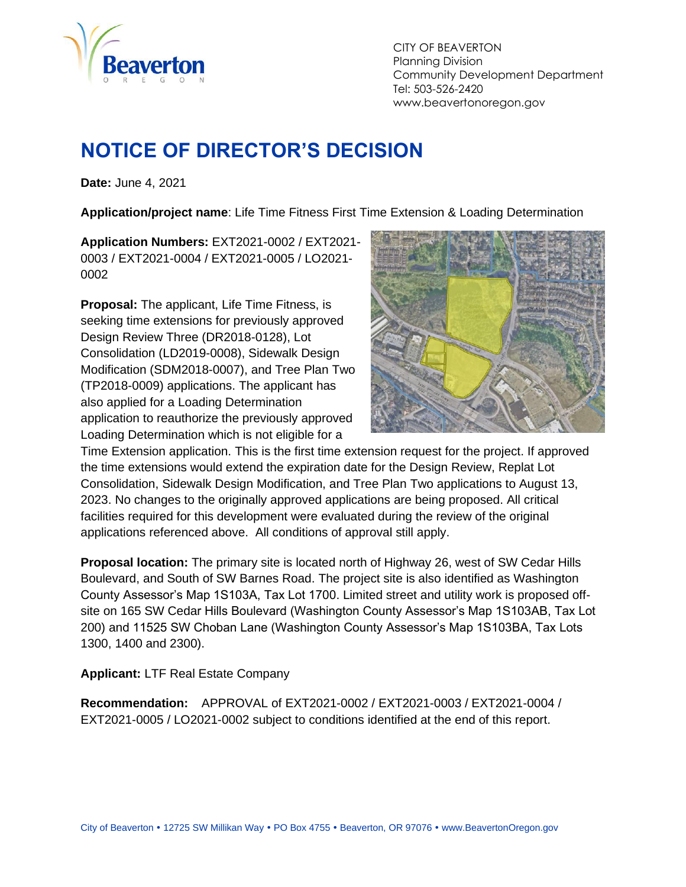# NOTICE OF DIRECTOR'S DECISION

**Date:** June 4, 2021

**Application/project name**: Life Time Fitness First Time Extension & Loading Determination

**Application Numbers:** EXT2021-0002 / EXT2021-0003 / EXT2021-0004 / EXT2021-0005 / LO2021-0002

**Proposal:** The applicant, Life Time Fitness, is seeking time extensions for previously approved Design Review Three (DR2018-0128), Lot Consolidation (LD2019-0008), Sidewalk Design Modification (SDM2018-0007), and Tree Plan Two (TP2018-0009) applications. The applicant has also applied for a Loading Determination application to reauthorize the previously approved Loading Determination which is not eligible for a Time Extension application. This is the first time extension request for the project. If approved the time extensions would extend the expiration date for the Design Review, Replat Lot Consolidation, Sidewalk Design Modification, and Tree Plan Two applications to August 13, 2023. No changes to the originally approved applications are being proposed. All critical facilities required for this development were evaluated during the review of the original applications referenced above. All conditions of approval still apply.

**Proposal location:** The primary site is located north of Highway 26, west of SW Cedar Hills Boulevard, and South of SW Barnes Road. The project site is also identified as Washington County Assessor's Map 1S103A, Tax Lot 1700. Limited street and utility work is proposed off-site on 165 SW Cedar Hills Boulevard (Washington County Assessor's Map 1S103AB, Tax Lot 200) and 11525 SW Choban Lane (Washington County Assessor's Map 1S103BA, Tax Lots 1300, 1400 and 2300).

**Applicant:** LTF Real Estate Company

**Recommendation:** APPROVAL of EXT2021-0002 / EXT2021-0003 / EXT2021-0004 / EXT2021-0005 / LO2021-0002 subject to conditions identified at the end of this report.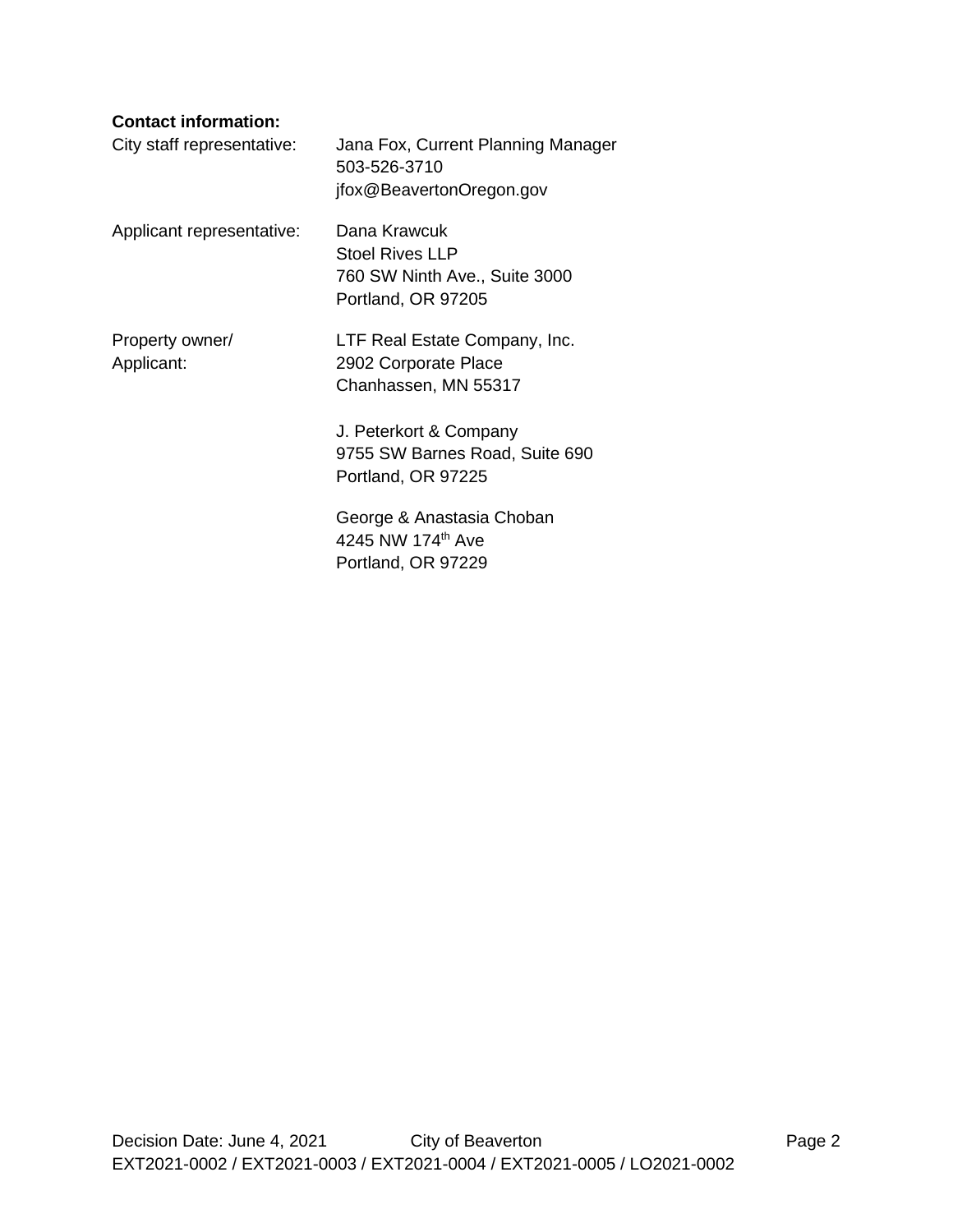**Contact information:**

| | |
|---|---|
| City staff representative: | Jana Fox, Current Planning Manager<br>503-526-3710<br>jfox@BeavertonOregon.gov |
| Applicant representative: | Dana Krawcuk<br>Stoel Rives LLP<br>760 SW Ninth Ave., Suite 3000<br>Portland, OR 97205 |
| Property owner/<br>Applicant: | LTF Real Estate Company, Inc.<br>2902 Corporate Place<br>Chanhassen, MN 55317<br><br>J. Peterkort & Company<br>9755 SW Barnes Road, Suite 690<br>Portland, OR 97225<br><br>George & Anastasia Choban<br>4245 NW 174th Ave<br>Portland, OR 97229 |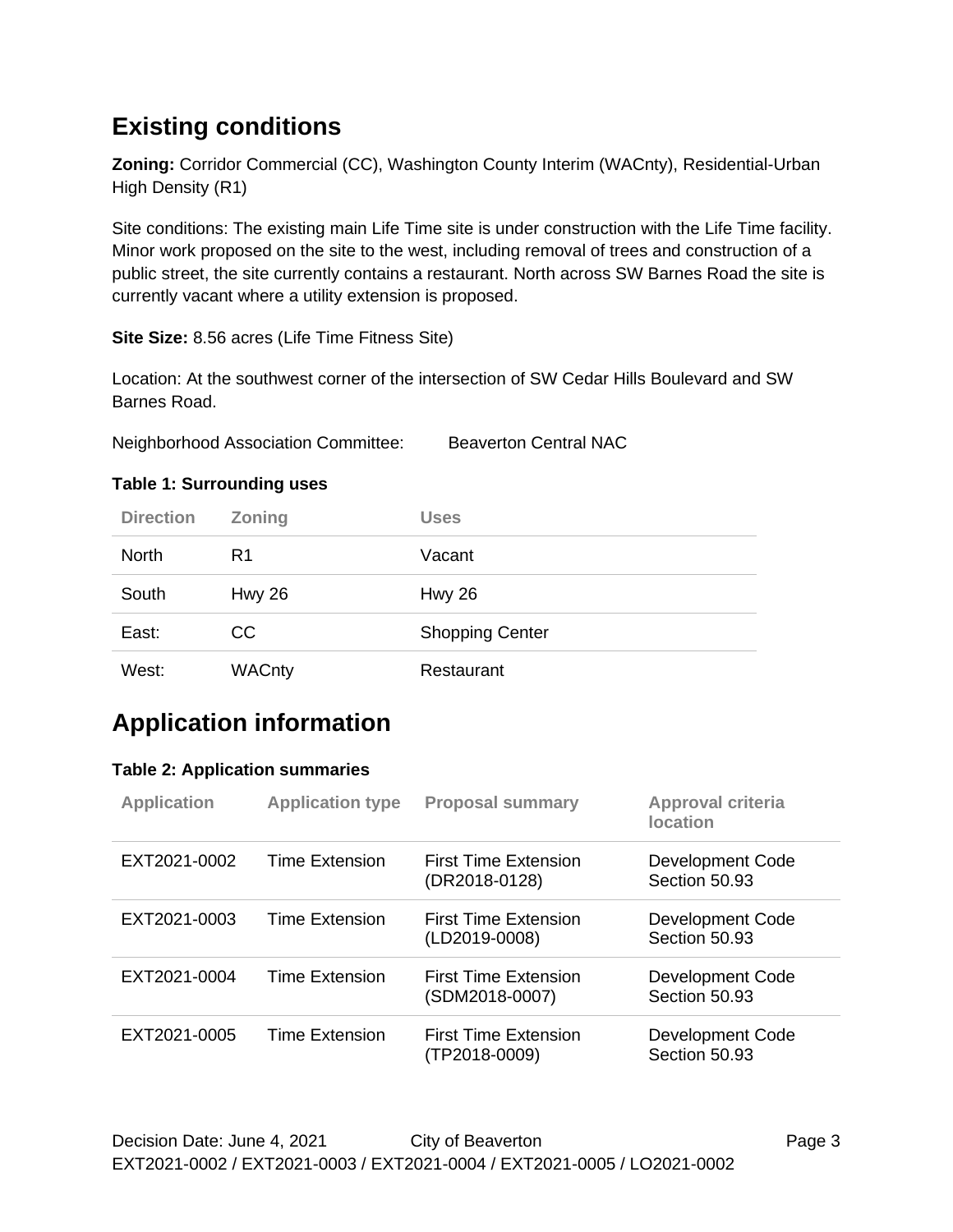## Existing conditions

**Zoning:** Corridor Commercial (CC), Washington County Interim (WACnty), Residential-Urban High Density (R1)

Site conditions: The existing main Life Time site is under construction with the Life Time facility. Minor work proposed on the site to the west, including removal of trees and construction of a public street, the site currently contains a restaurant. North across SW Barnes Road the site is currently vacant where a utility extension is proposed.

**Site Size:** 8.56 acres (Life Time Fitness Site)

Location: At the southwest corner of the intersection of SW Cedar Hills Boulevard and SW Barnes Road.

Neighborhood Association Committee: Beaverton Central NAC

**Table 1: Surrounding uses**

| Direction | Zoning | Uses |
|---|---|---|
| North | R1 | Vacant |
| South | Hwy 26 | Hwy 26 |
| East: | CC | Shopping Center |
| West: | WACnty | Restaurant |

## Application information

**Table 2: Application summaries**

| Application | Application type | Proposal summary | Approval criteria location |
|---|---|---|---|
| EXT2021-0002 | Time Extension | First Time Extension (DR2018-0128) | Development Code Section 50.93 |
| EXT2021-0003 | Time Extension | First Time Extension (LD2019-0008) | Development Code Section 50.93 |
| EXT2021-0004 | Time Extension | First Time Extension (SDM2018-0007) | Development Code Section 50.93 |
| EXT2021-0005 | Time Extension | First Time Extension (TP2018-0009) | Development Code Section 50.93 |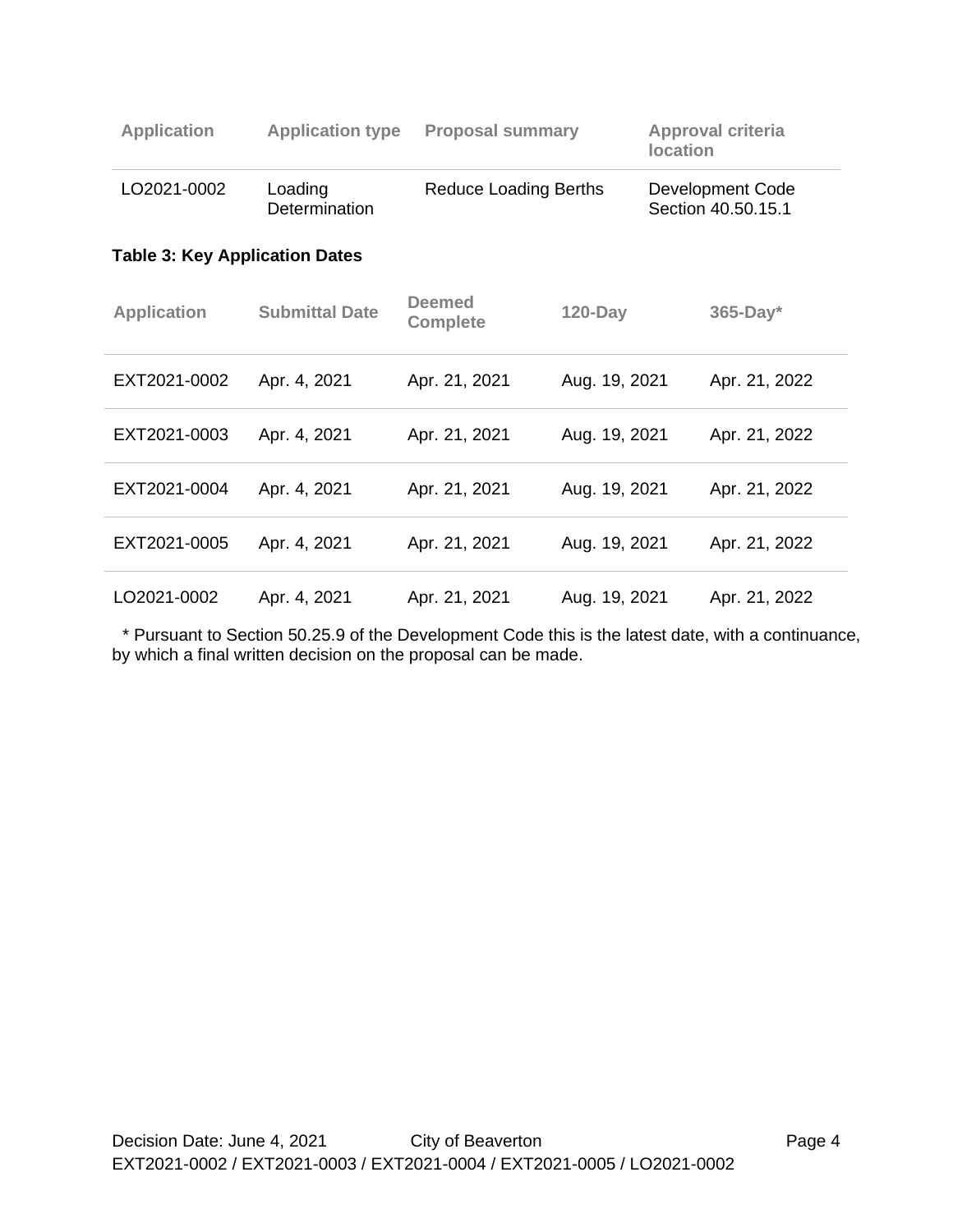| Application | Application type | Proposal summary | Approval criteria location |
|---|---|---|---|
| LO2021-0002 | Loading Determination | Reduce Loading Berths | Development Code Section 40.50.15.1 |

**Table 3: Key Application Dates**

| Application | Submittal Date | Deemed Complete | 120-Day | 365-Day* |
|---|---|---|---|---|
| EXT2021-0002 | Apr. 4, 2021 | Apr. 21, 2021 | Aug. 19, 2021 | Apr. 21, 2022 |
| EXT2021-0003 | Apr. 4, 2021 | Apr. 21, 2021 | Aug. 19, 2021 | Apr. 21, 2022 |
| EXT2021-0004 | Apr. 4, 2021 | Apr. 21, 2021 | Aug. 19, 2021 | Apr. 21, 2022 |
| EXT2021-0005 | Apr. 4, 2021 | Apr. 21, 2021 | Aug. 19, 2021 | Apr. 21, 2022 |
| LO2021-0002 | Apr. 4, 2021 | Apr. 21, 2021 | Aug. 19, 2021 | Apr. 21, 2022 |

* Pursuant to Section 50.25.9 of the Development Code this is the latest date, with a continuance, by which a final written decision on the proposal can be made.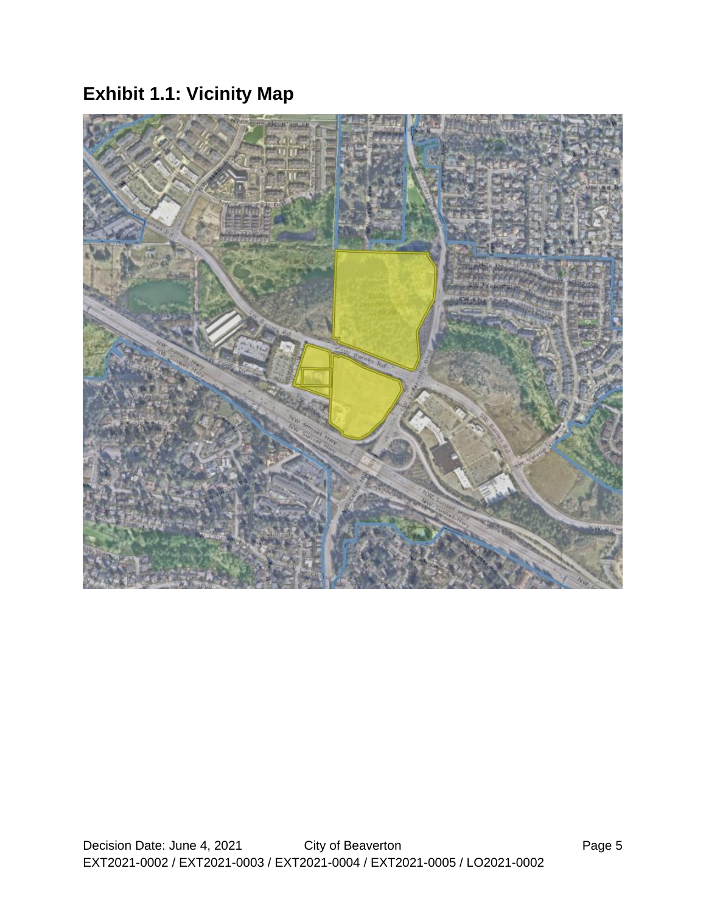## Exhibit 1.1: Vicinity Map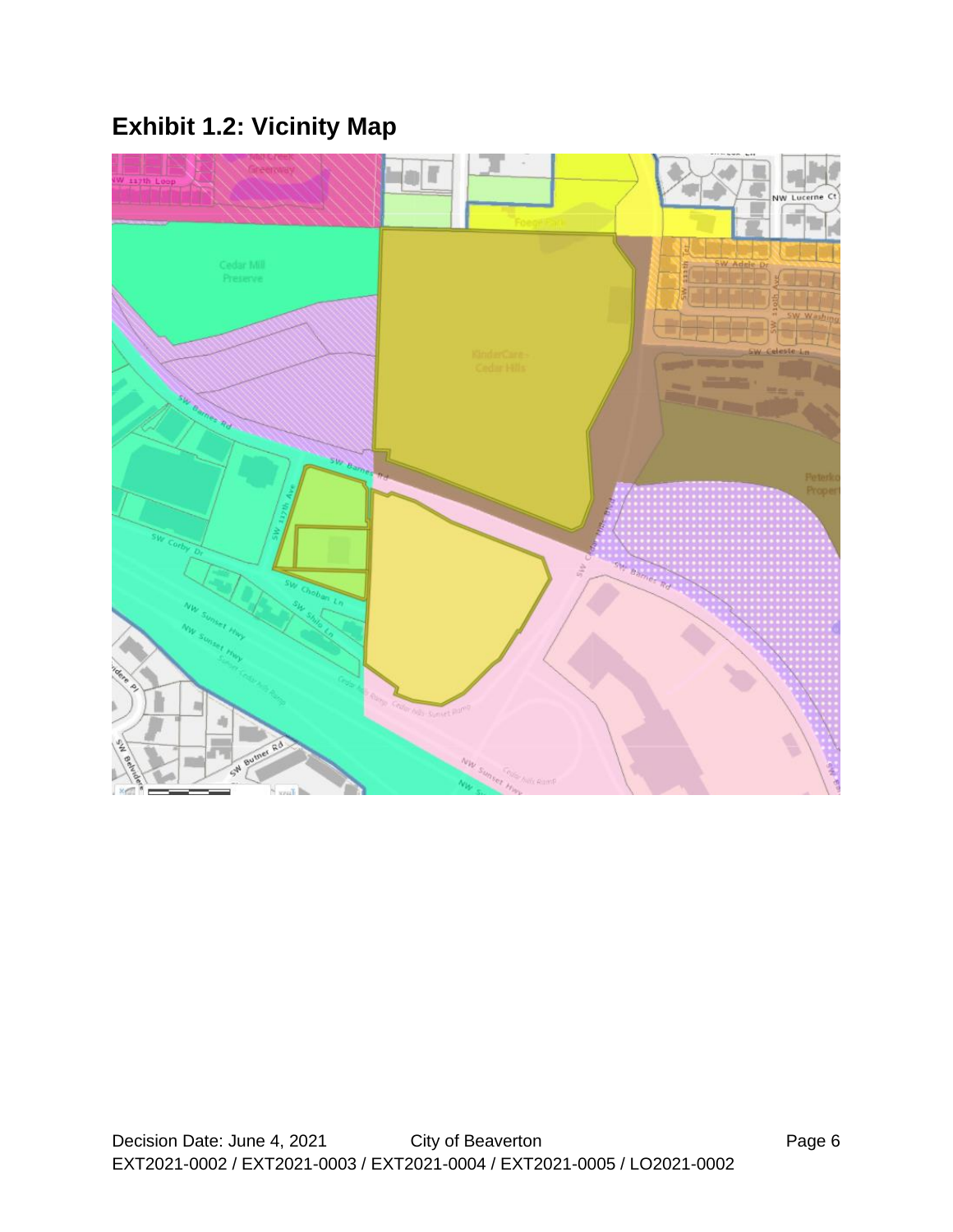## Exhibit 1.2: Vicinity Map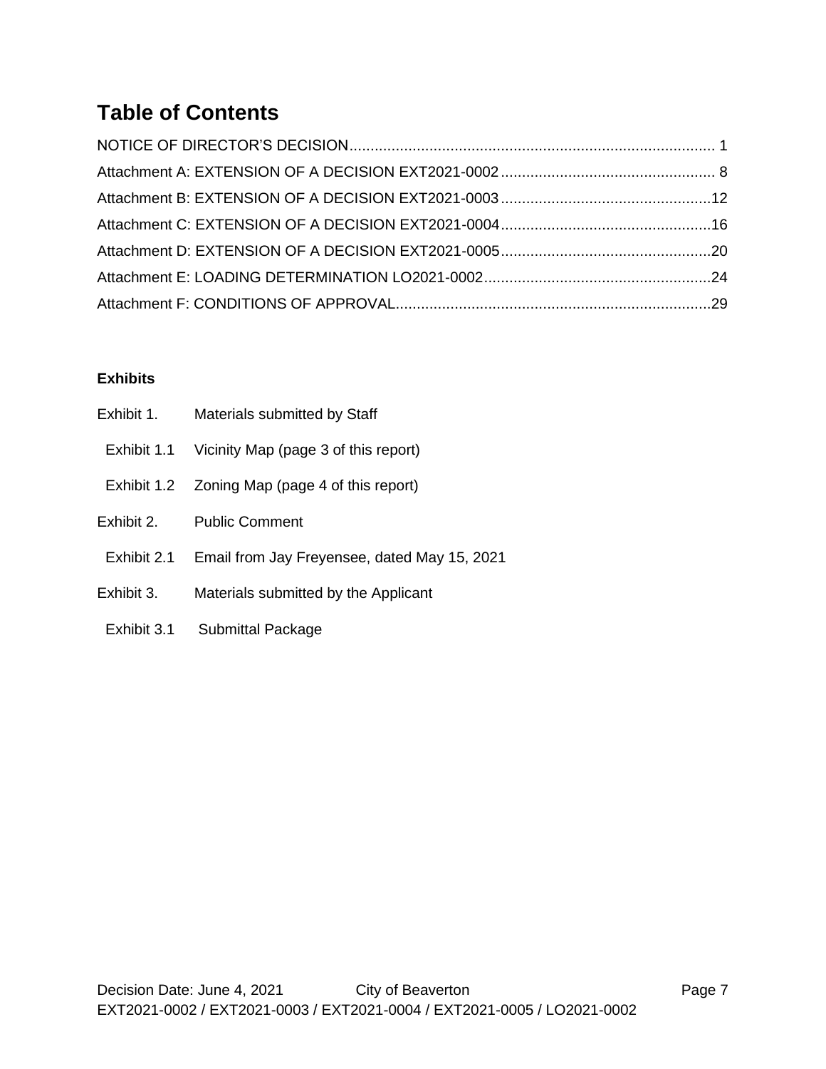# Table of Contents

NOTICE OF DIRECTOR'S DECISION....................................................................................... 1
Attachment A: EXTENSION OF A DECISION EXT2021-0002................................................... 8
Attachment B: EXTENSION OF A DECISION EXT2021-0003..................................................12
Attachment C: EXTENSION OF A DECISION EXT2021-0004..................................................16
Attachment D: EXTENSION OF A DECISION EXT2021-0005..................................................20
Attachment E: LOADING DETERMINATION LO2021-0002......................................................24
Attachment F: CONDITIONS OF APPROVAL...........................................................................29

**Exhibits**

Exhibit 1. Materials submitted by Staff

- Exhibit 1.1 Vicinity Map (page 3 of this report)
- Exhibit 1.2 Zoning Map (page 4 of this report)

Exhibit 2. Public Comment

- Exhibit 2.1 Email from Jay Freyensee, dated May 15, 2021

Exhibit 3. Materials submitted by the Applicant

- Exhibit 3.1 Submittal Package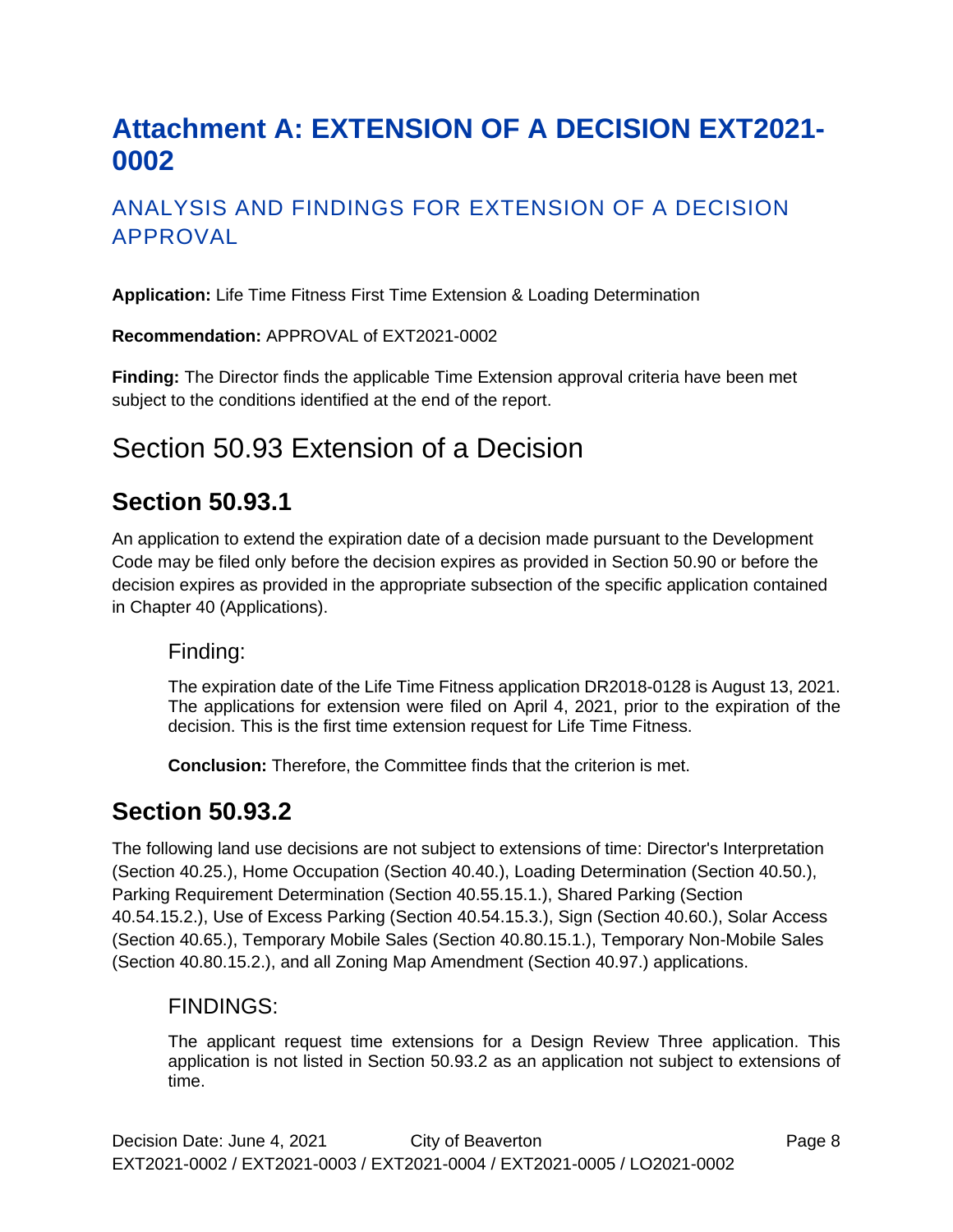# Attachment A: EXTENSION OF A DECISION EXT2021-0002

## ANALYSIS AND FINDINGS FOR EXTENSION OF A DECISION APPROVAL

**Application:** Life Time Fitness First Time Extension & Loading Determination

**Recommendation:** APPROVAL of EXT2021-0002

**Finding:** The Director finds the applicable Time Extension approval criteria have been met subject to the conditions identified at the end of the report.

# Section 50.93 Extension of a Decision

## Section 50.93.1

An application to extend the expiration date of a decision made pursuant to the Development Code may be filed only before the decision expires as provided in Section 50.90 or before the decision expires as provided in the appropriate subsection of the specific application contained in Chapter 40 (Applications).

### Finding:

The expiration date of the Life Time Fitness application DR2018-0128 is August 13, 2021. The applications for extension were filed on April 4, 2021, prior to the expiration of the decision. This is the first time extension request for Life Time Fitness.

**Conclusion:** Therefore, the Committee finds that the criterion is met.

## Section 50.93.2

The following land use decisions are not subject to extensions of time: Director's Interpretation (Section 40.25.), Home Occupation (Section 40.40.), Loading Determination (Section 40.50.), Parking Requirement Determination (Section 40.55.15.1.), Shared Parking (Section 40.54.15.2.), Use of Excess Parking (Section 40.54.15.3.), Sign (Section 40.60.), Solar Access (Section 40.65.), Temporary Mobile Sales (Section 40.80.15.1.), Temporary Non-Mobile Sales (Section 40.80.15.2.), and all Zoning Map Amendment (Section 40.97.) applications.

### FINDINGS:

The applicant request time extensions for a Design Review Three application. This application is not listed in Section 50.93.2 as an application not subject to extensions of time.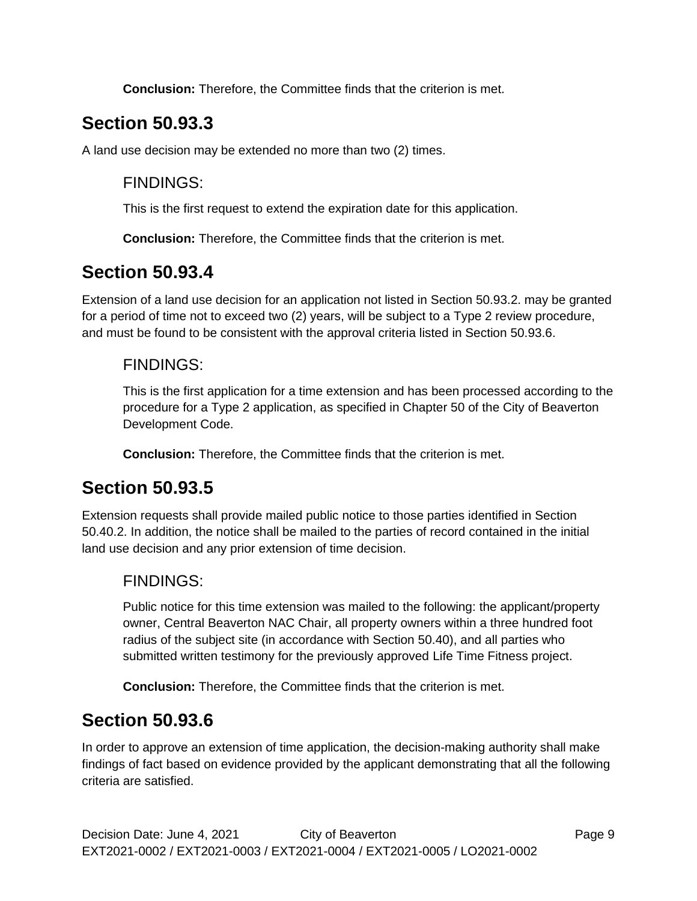**Conclusion:** Therefore, the Committee finds that the criterion is met.

## Section 50.93.3

A land use decision may be extended no more than two (2) times.

### FINDINGS:

This is the first request to extend the expiration date for this application.

**Conclusion:** Therefore, the Committee finds that the criterion is met.

## Section 50.93.4

Extension of a land use decision for an application not listed in Section 50.93.2. may be granted for a period of time not to exceed two (2) years, will be subject to a Type 2 review procedure, and must be found to be consistent with the approval criteria listed in Section 50.93.6.

### FINDINGS:

This is the first application for a time extension and has been processed according to the procedure for a Type 2 application, as specified in Chapter 50 of the City of Beaverton Development Code.

**Conclusion:** Therefore, the Committee finds that the criterion is met.

## Section 50.93.5

Extension requests shall provide mailed public notice to those parties identified in Section 50.40.2. In addition, the notice shall be mailed to the parties of record contained in the initial land use decision and any prior extension of time decision.

### FINDINGS:

Public notice for this time extension was mailed to the following: the applicant/property owner, Central Beaverton NAC Chair, all property owners within a three hundred foot radius of the subject site (in accordance with Section 50.40), and all parties who submitted written testimony for the previously approved Life Time Fitness project.

**Conclusion:** Therefore, the Committee finds that the criterion is met.

## Section 50.93.6

In order to approve an extension of time application, the decision-making authority shall make findings of fact based on evidence provided by the applicant demonstrating that all the following criteria are satisfied.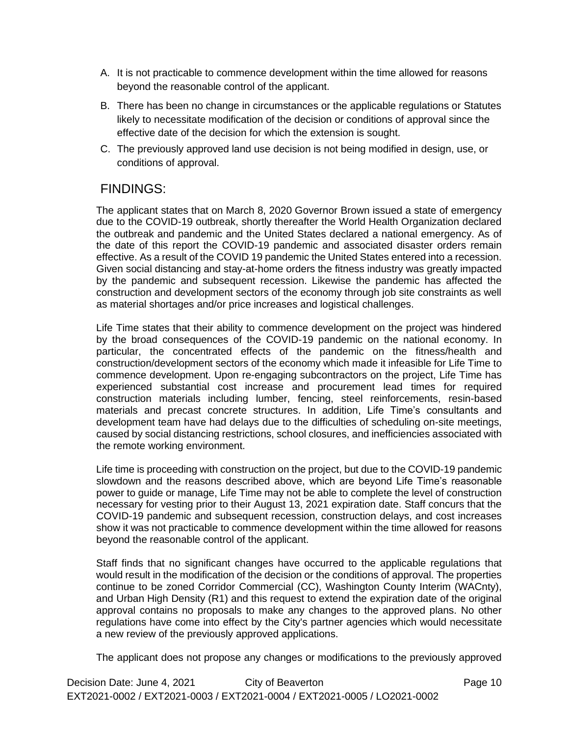A. It is not practicable to commence development within the time allowed for reasons beyond the reasonable control of the applicant.

B. There has been no change in circumstances or the applicable regulations or Statutes likely to necessitate modification of the decision or conditions of approval since the effective date of the decision for which the extension is sought.

C. The previously approved land use decision is not being modified in design, use, or conditions of approval.

## FINDINGS:

The applicant states that on March 8, 2020 Governor Brown issued a state of emergency due to the COVID-19 outbreak, shortly thereafter the World Health Organization declared the outbreak and pandemic and the United States declared a national emergency. As of the date of this report the COVID-19 pandemic and associated disaster orders remain effective. As a result of the COVID 19 pandemic the United States entered into a recession. Given social distancing and stay-at-home orders the fitness industry was greatly impacted by the pandemic and subsequent recession. Likewise the pandemic has affected the construction and development sectors of the economy through job site constraints as well as material shortages and/or price increases and logistical challenges.

Life Time states that their ability to commence development on the project was hindered by the broad consequences of the COVID-19 pandemic on the national economy. In particular, the concentrated effects of the pandemic on the fitness/health and construction/development sectors of the economy which made it infeasible for Life Time to commence development. Upon re-engaging subcontractors on the project, Life Time has experienced substantial cost increase and procurement lead times for required construction materials including lumber, fencing, steel reinforcements, resin-based materials and precast concrete structures. In addition, Life Time's consultants and development team have had delays due to the difficulties of scheduling on-site meetings, caused by social distancing restrictions, school closures, and inefficiencies associated with the remote working environment.

Life time is proceeding with construction on the project, but due to the COVID-19 pandemic slowdown and the reasons described above, which are beyond Life Time's reasonable power to guide or manage, Life Time may not be able to complete the level of construction necessary for vesting prior to their August 13, 2021 expiration date. Staff concurs that the COVID-19 pandemic and subsequent recession, construction delays, and cost increases show it was not practicable to commence development within the time allowed for reasons beyond the reasonable control of the applicant.

Staff finds that no significant changes have occurred to the applicable regulations that would result in the modification of the decision or the conditions of approval. The properties continue to be zoned Corridor Commercial (CC), Washington County Interim (WACnty), and Urban High Density (R1) and this request to extend the expiration date of the original approval contains no proposals to make any changes to the approved plans. No other regulations have come into effect by the City's partner agencies which would necessitate a new review of the previously approved applications.

The applicant does not propose any changes or modifications to the previously approved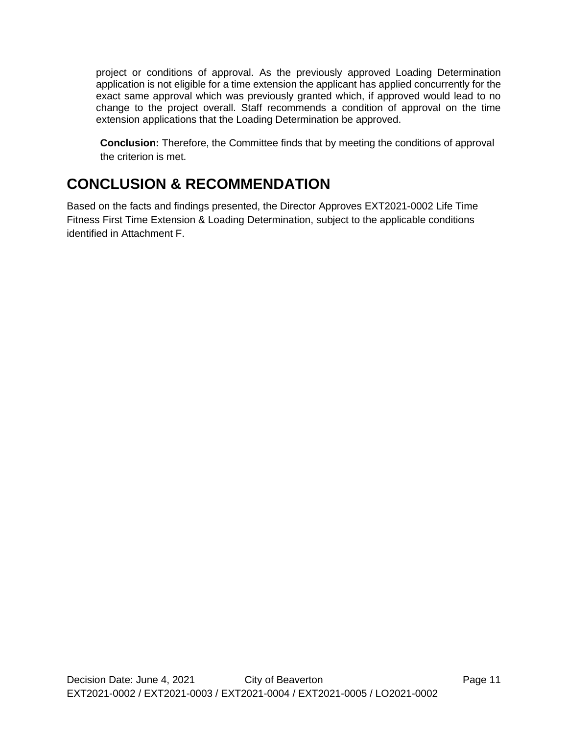project or conditions of approval. As the previously approved Loading Determination application is not eligible for a time extension the applicant has applied concurrently for the exact same approval which was previously granted which, if approved would lead to no change to the project overall. Staff recommends a condition of approval on the time extension applications that the Loading Determination be approved.

**Conclusion:** Therefore, the Committee finds that by meeting the conditions of approval the criterion is met.

# CONCLUSION & RECOMMENDATION

Based on the facts and findings presented, the Director Approves EXT2021-0002 Life Time Fitness First Time Extension & Loading Determination, subject to the applicable conditions identified in Attachment F.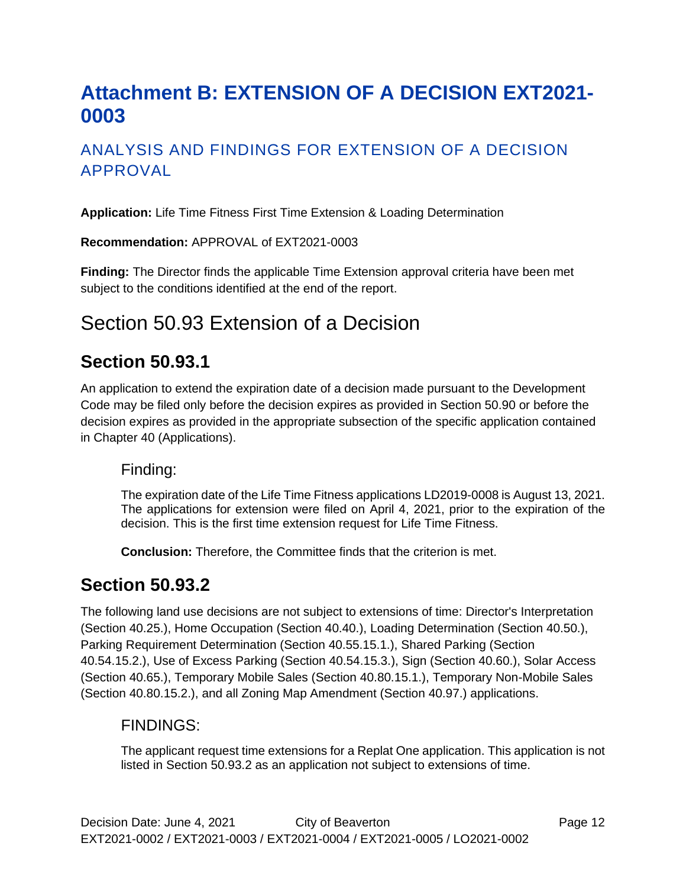# Attachment B: EXTENSION OF A DECISION EXT2021-0003

## ANALYSIS AND FINDINGS FOR EXTENSION OF A DECISION APPROVAL

**Application:** Life Time Fitness First Time Extension & Loading Determination

**Recommendation:** APPROVAL of EXT2021-0003

**Finding:** The Director finds the applicable Time Extension approval criteria have been met subject to the conditions identified at the end of the report.

# Section 50.93 Extension of a Decision

## Section 50.93.1

An application to extend the expiration date of a decision made pursuant to the Development Code may be filed only before the decision expires as provided in Section 50.90 or before the decision expires as provided in the appropriate subsection of the specific application contained in Chapter 40 (Applications).

### Finding:

The expiration date of the Life Time Fitness applications LD2019-0008 is August 13, 2021. The applications for extension were filed on April 4, 2021, prior to the expiration of the decision. This is the first time extension request for Life Time Fitness.

**Conclusion:** Therefore, the Committee finds that the criterion is met.

## Section 50.93.2

The following land use decisions are not subject to extensions of time: Director's Interpretation (Section 40.25.), Home Occupation (Section 40.40.), Loading Determination (Section 40.50.), Parking Requirement Determination (Section 40.55.15.1.), Shared Parking (Section 40.54.15.2.), Use of Excess Parking (Section 40.54.15.3.), Sign (Section 40.60.), Solar Access (Section 40.65.), Temporary Mobile Sales (Section 40.80.15.1.), Temporary Non-Mobile Sales (Section 40.80.15.2.), and all Zoning Map Amendment (Section 40.97.) applications.

### FINDINGS:

The applicant request time extensions for a Replat One application. This application is not listed in Section 50.93.2 as an application not subject to extensions of time.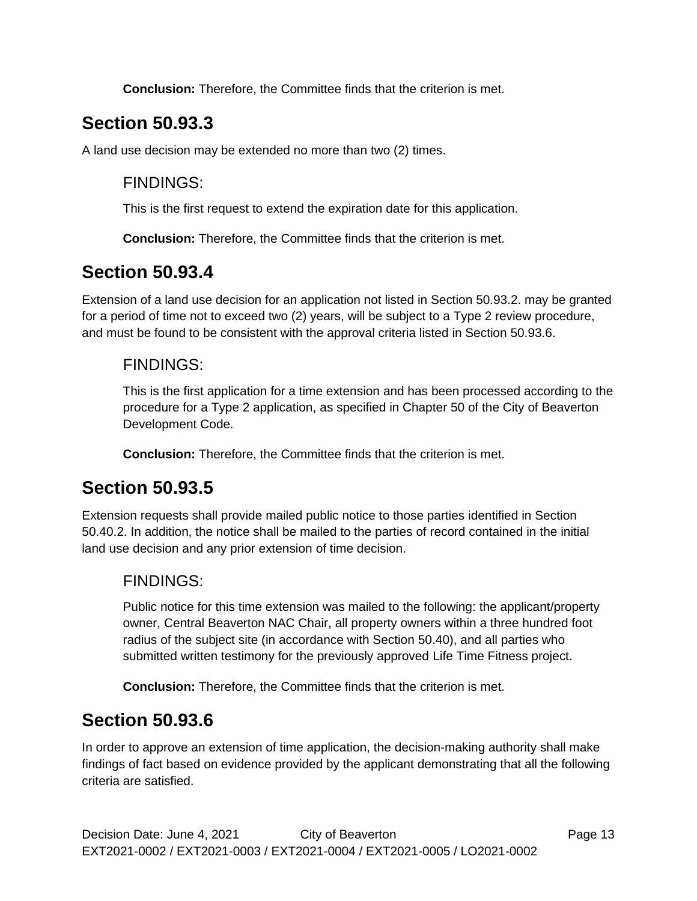**Conclusion:** Therefore, the Committee finds that the criterion is met.

## Section 50.93.3

A land use decision may be extended no more than two (2) times.

### FINDINGS:

This is the first request to extend the expiration date for this application.

**Conclusion:** Therefore, the Committee finds that the criterion is met.

## Section 50.93.4

Extension of a land use decision for an application not listed in Section 50.93.2. may be granted for a period of time not to exceed two (2) years, will be subject to a Type 2 review procedure, and must be found to be consistent with the approval criteria listed in Section 50.93.6.

### FINDINGS:

This is the first application for a time extension and has been processed according to the procedure for a Type 2 application, as specified in Chapter 50 of the City of Beaverton Development Code.

**Conclusion:** Therefore, the Committee finds that the criterion is met.

## Section 50.93.5

Extension requests shall provide mailed public notice to those parties identified in Section 50.40.2. In addition, the notice shall be mailed to the parties of record contained in the initial land use decision and any prior extension of time decision.

### FINDINGS:

Public notice for this time extension was mailed to the following: the applicant/property owner, Central Beaverton NAC Chair, all property owners within a three hundred foot radius of the subject site (in accordance with Section 50.40), and all parties who submitted written testimony for the previously approved Life Time Fitness project.

**Conclusion:** Therefore, the Committee finds that the criterion is met.

## Section 50.93.6

In order to approve an extension of time application, the decision-making authority shall make findings of fact based on evidence provided by the applicant demonstrating that all the following criteria are satisfied.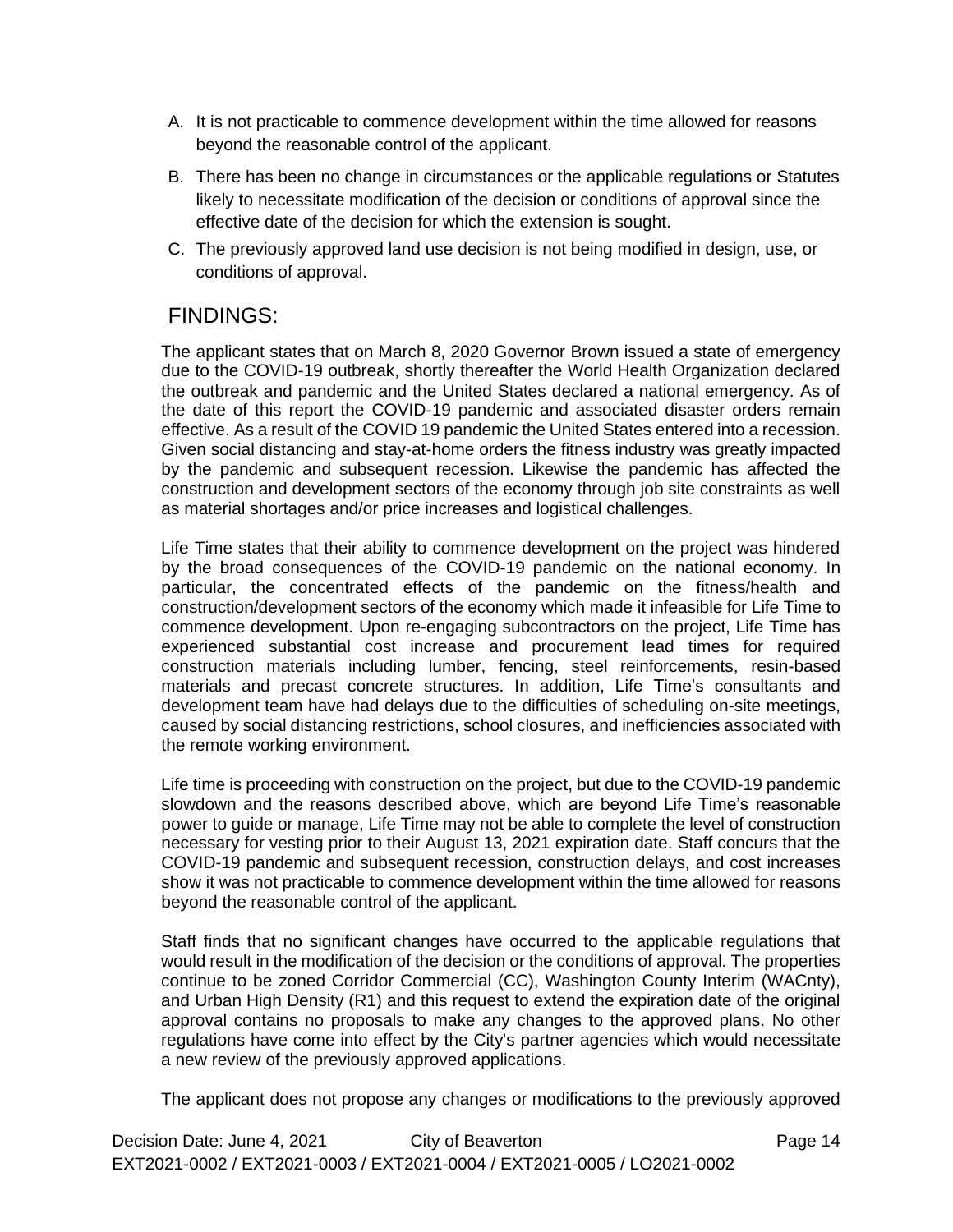A. It is not practicable to commence development within the time allowed for reasons beyond the reasonable control of the applicant.

B. There has been no change in circumstances or the applicable regulations or Statutes likely to necessitate modification of the decision or conditions of approval since the effective date of the decision for which the extension is sought.

C. The previously approved land use decision is not being modified in design, use, or conditions of approval.

## FINDINGS:

The applicant states that on March 8, 2020 Governor Brown issued a state of emergency due to the COVID-19 outbreak, shortly thereafter the World Health Organization declared the outbreak and pandemic and the United States declared a national emergency. As of the date of this report the COVID-19 pandemic and associated disaster orders remain effective. As a result of the COVID 19 pandemic the United States entered into a recession. Given social distancing and stay-at-home orders the fitness industry was greatly impacted by the pandemic and subsequent recession. Likewise the pandemic has affected the construction and development sectors of the economy through job site constraints as well as material shortages and/or price increases and logistical challenges.

Life Time states that their ability to commence development on the project was hindered by the broad consequences of the COVID-19 pandemic on the national economy. In particular, the concentrated effects of the pandemic on the fitness/health and construction/development sectors of the economy which made it infeasible for Life Time to commence development. Upon re-engaging subcontractors on the project, Life Time has experienced substantial cost increase and procurement lead times for required construction materials including lumber, fencing, steel reinforcements, resin-based materials and precast concrete structures. In addition, Life Time's consultants and development team have had delays due to the difficulties of scheduling on-site meetings, caused by social distancing restrictions, school closures, and inefficiencies associated with the remote working environment.

Life time is proceeding with construction on the project, but due to the COVID-19 pandemic slowdown and the reasons described above, which are beyond Life Time's reasonable power to guide or manage, Life Time may not be able to complete the level of construction necessary for vesting prior to their August 13, 2021 expiration date. Staff concurs that the COVID-19 pandemic and subsequent recession, construction delays, and cost increases show it was not practicable to commence development within the time allowed for reasons beyond the reasonable control of the applicant.

Staff finds that no significant changes have occurred to the applicable regulations that would result in the modification of the decision or the conditions of approval. The properties continue to be zoned Corridor Commercial (CC), Washington County Interim (WACnty), and Urban High Density (R1) and this request to extend the expiration date of the original approval contains no proposals to make any changes to the approved plans. No other regulations have come into effect by the City's partner agencies which would necessitate a new review of the previously approved applications.

The applicant does not propose any changes or modifications to the previously approved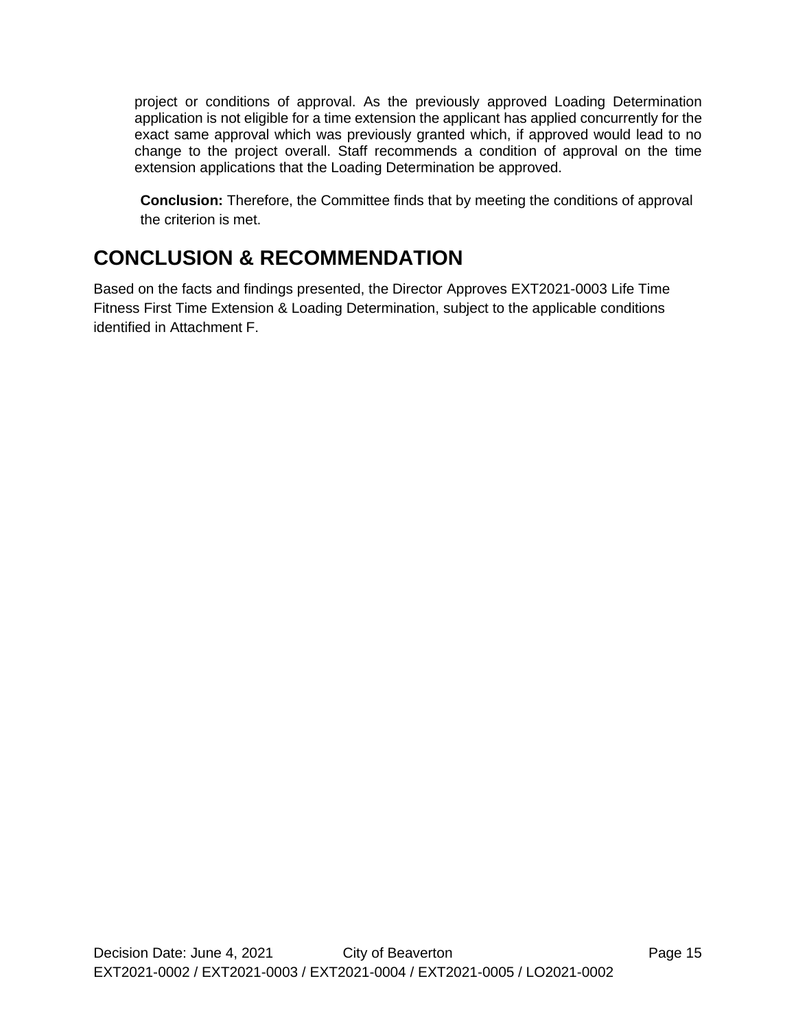project or conditions of approval. As the previously approved Loading Determination application is not eligible for a time extension the applicant has applied concurrently for the exact same approval which was previously granted which, if approved would lead to no change to the project overall. Staff recommends a condition of approval on the time extension applications that the Loading Determination be approved.

**Conclusion:** Therefore, the Committee finds that by meeting the conditions of approval the criterion is met.

# CONCLUSION & RECOMMENDATION

Based on the facts and findings presented, the Director Approves EXT2021-0003 Life Time Fitness First Time Extension & Loading Determination, subject to the applicable conditions identified in Attachment F.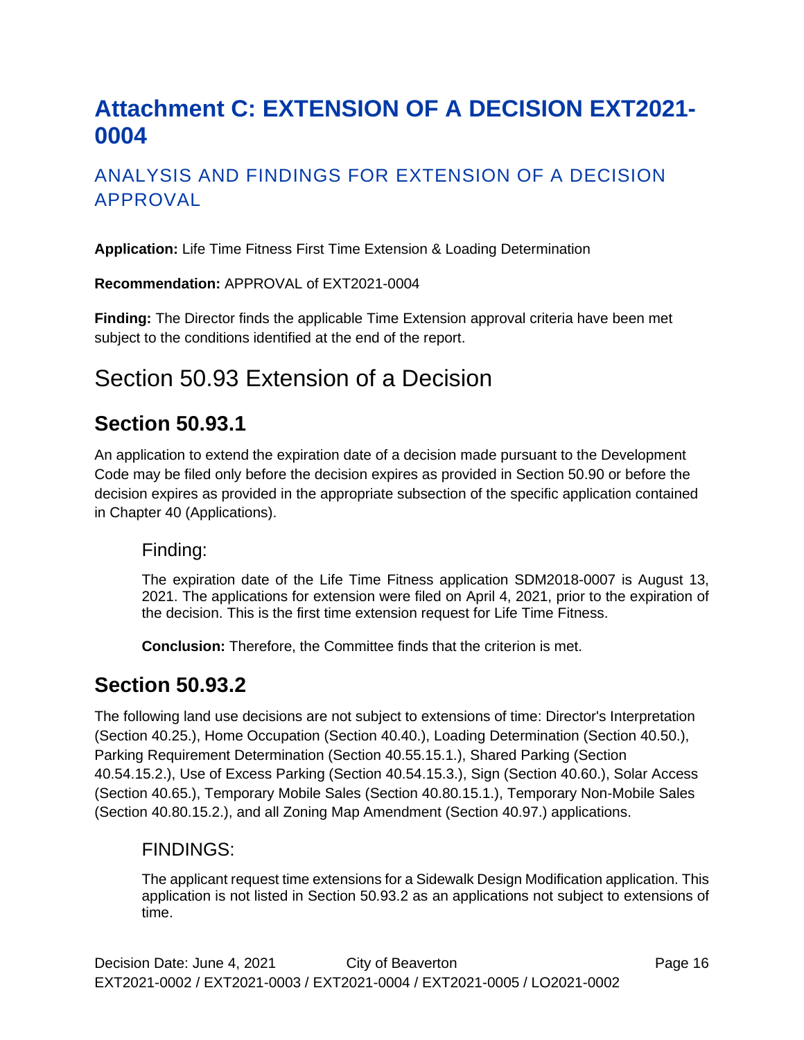# Attachment C: EXTENSION OF A DECISION EXT2021-0004

## ANALYSIS AND FINDINGS FOR EXTENSION OF A DECISION APPROVAL

**Application:** Life Time Fitness First Time Extension & Loading Determination

**Recommendation:** APPROVAL of EXT2021-0004

**Finding:** The Director finds the applicable Time Extension approval criteria have been met subject to the conditions identified at the end of the report.

# Section 50.93 Extension of a Decision

## Section 50.93.1

An application to extend the expiration date of a decision made pursuant to the Development Code may be filed only before the decision expires as provided in Section 50.90 or before the decision expires as provided in the appropriate subsection of the specific application contained in Chapter 40 (Applications).

### Finding:

The expiration date of the Life Time Fitness application SDM2018-0007 is August 13, 2021. The applications for extension were filed on April 4, 2021, prior to the expiration of the decision. This is the first time extension request for Life Time Fitness.

**Conclusion:** Therefore, the Committee finds that the criterion is met.

## Section 50.93.2

The following land use decisions are not subject to extensions of time: Director's Interpretation (Section 40.25.), Home Occupation (Section 40.40.), Loading Determination (Section 40.50.), Parking Requirement Determination (Section 40.55.15.1.), Shared Parking (Section 40.54.15.2.), Use of Excess Parking (Section 40.54.15.3.), Sign (Section 40.60.), Solar Access (Section 40.65.), Temporary Mobile Sales (Section 40.80.15.1.), Temporary Non-Mobile Sales (Section 40.80.15.2.), and all Zoning Map Amendment (Section 40.97.) applications.

### FINDINGS:

The applicant request time extensions for a Sidewalk Design Modification application. This application is not listed in Section 50.93.2 as an applications not subject to extensions of time.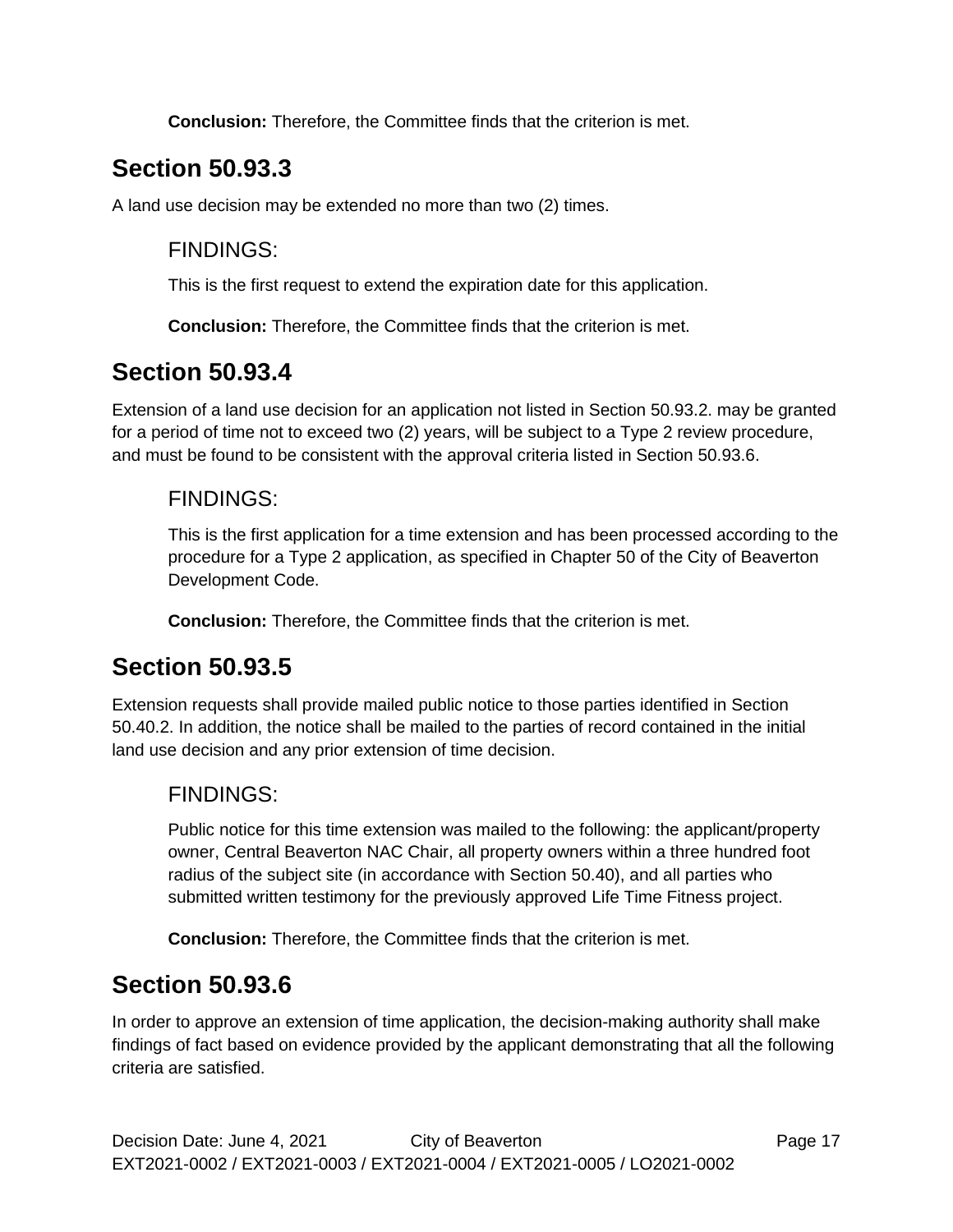**Conclusion:** Therefore, the Committee finds that the criterion is met.

## Section 50.93.3

A land use decision may be extended no more than two (2) times.

### FINDINGS:

This is the first request to extend the expiration date for this application.

**Conclusion:** Therefore, the Committee finds that the criterion is met.

## Section 50.93.4

Extension of a land use decision for an application not listed in Section 50.93.2. may be granted for a period of time not to exceed two (2) years, will be subject to a Type 2 review procedure, and must be found to be consistent with the approval criteria listed in Section 50.93.6.

### FINDINGS:

This is the first application for a time extension and has been processed according to the procedure for a Type 2 application, as specified in Chapter 50 of the City of Beaverton Development Code.

**Conclusion:** Therefore, the Committee finds that the criterion is met.

## Section 50.93.5

Extension requests shall provide mailed public notice to those parties identified in Section 50.40.2. In addition, the notice shall be mailed to the parties of record contained in the initial land use decision and any prior extension of time decision.

### FINDINGS:

Public notice for this time extension was mailed to the following: the applicant/property owner, Central Beaverton NAC Chair, all property owners within a three hundred foot radius of the subject site (in accordance with Section 50.40), and all parties who submitted written testimony for the previously approved Life Time Fitness project.

**Conclusion:** Therefore, the Committee finds that the criterion is met.

## Section 50.93.6

In order to approve an extension of time application, the decision-making authority shall make findings of fact based on evidence provided by the applicant demonstrating that all the following criteria are satisfied.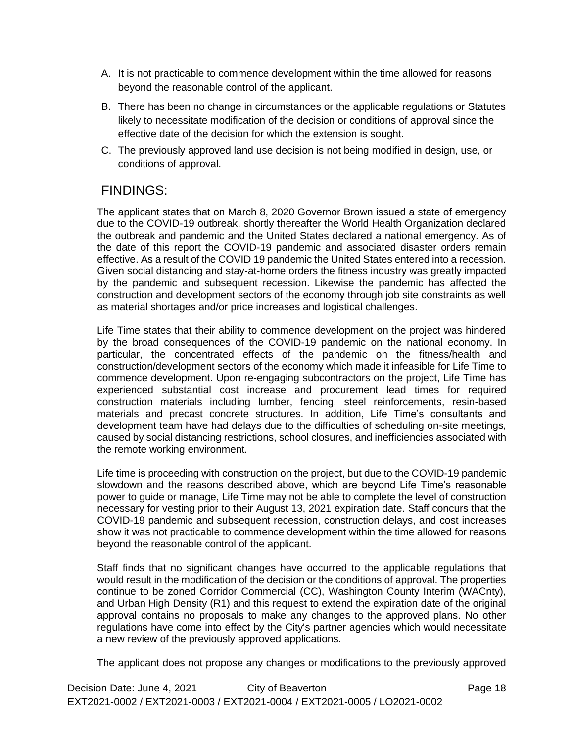A. It is not practicable to commence development within the time allowed for reasons beyond the reasonable control of the applicant.

B. There has been no change in circumstances or the applicable regulations or Statutes likely to necessitate modification of the decision or conditions of approval since the effective date of the decision for which the extension is sought.

C. The previously approved land use decision is not being modified in design, use, or conditions of approval.

## FINDINGS:

The applicant states that on March 8, 2020 Governor Brown issued a state of emergency due to the COVID-19 outbreak, shortly thereafter the World Health Organization declared the outbreak and pandemic and the United States declared a national emergency. As of the date of this report the COVID-19 pandemic and associated disaster orders remain effective. As a result of the COVID 19 pandemic the United States entered into a recession. Given social distancing and stay-at-home orders the fitness industry was greatly impacted by the pandemic and subsequent recession. Likewise the pandemic has affected the construction and development sectors of the economy through job site constraints as well as material shortages and/or price increases and logistical challenges.

Life Time states that their ability to commence development on the project was hindered by the broad consequences of the COVID-19 pandemic on the national economy. In particular, the concentrated effects of the pandemic on the fitness/health and construction/development sectors of the economy which made it infeasible for Life Time to commence development. Upon re-engaging subcontractors on the project, Life Time has experienced substantial cost increase and procurement lead times for required construction materials including lumber, fencing, steel reinforcements, resin-based materials and precast concrete structures. In addition, Life Time's consultants and development team have had delays due to the difficulties of scheduling on-site meetings, caused by social distancing restrictions, school closures, and inefficiencies associated with the remote working environment.

Life time is proceeding with construction on the project, but due to the COVID-19 pandemic slowdown and the reasons described above, which are beyond Life Time's reasonable power to guide or manage, Life Time may not be able to complete the level of construction necessary for vesting prior to their August 13, 2021 expiration date. Staff concurs that the COVID-19 pandemic and subsequent recession, construction delays, and cost increases show it was not practicable to commence development within the time allowed for reasons beyond the reasonable control of the applicant.

Staff finds that no significant changes have occurred to the applicable regulations that would result in the modification of the decision or the conditions of approval. The properties continue to be zoned Corridor Commercial (CC), Washington County Interim (WACnty), and Urban High Density (R1) and this request to extend the expiration date of the original approval contains no proposals to make any changes to the approved plans. No other regulations have come into effect by the City's partner agencies which would necessitate a new review of the previously approved applications.

The applicant does not propose any changes or modifications to the previously approved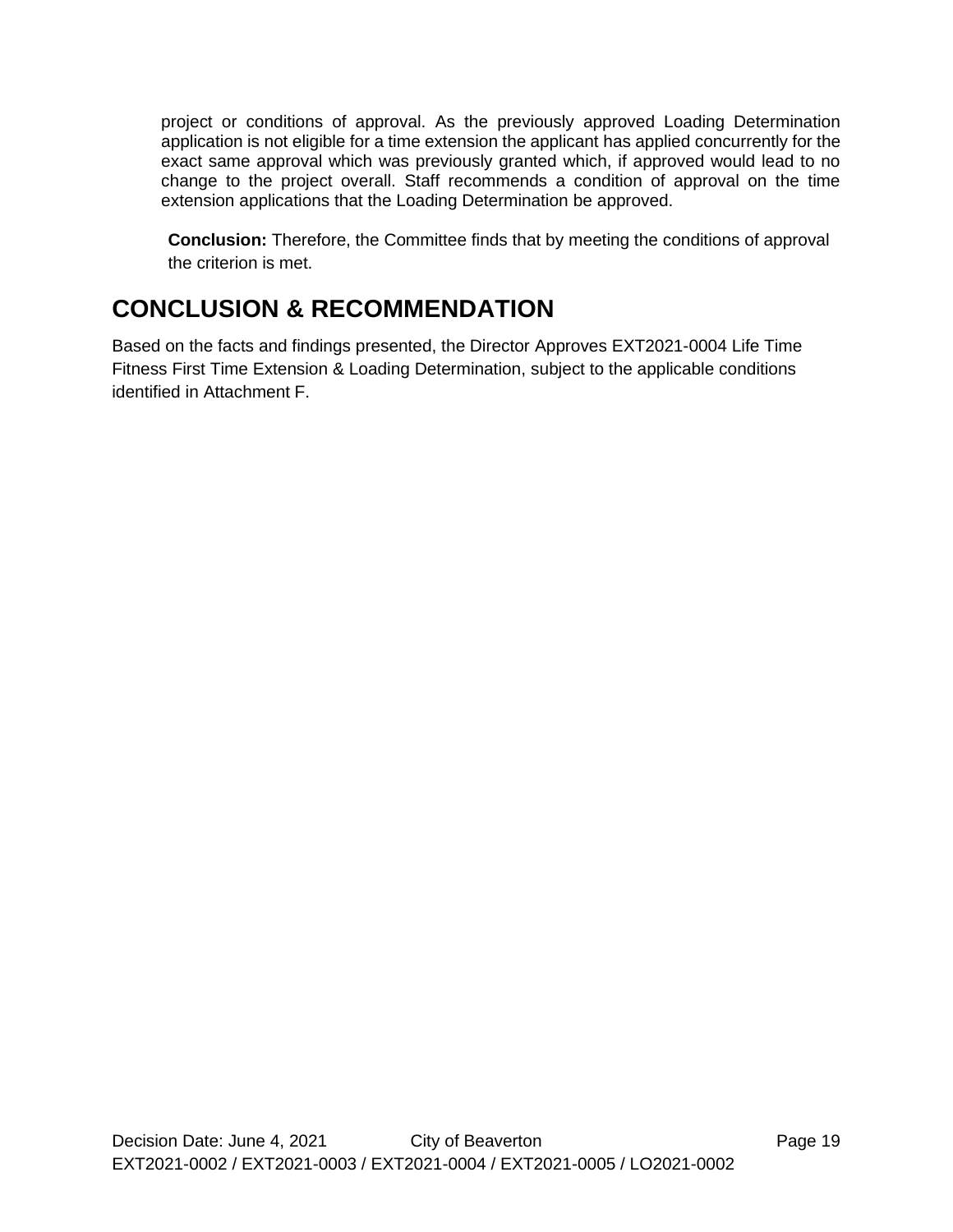project or conditions of approval. As the previously approved Loading Determination application is not eligible for a time extension the applicant has applied concurrently for the exact same approval which was previously granted which, if approved would lead to no change to the project overall. Staff recommends a condition of approval on the time extension applications that the Loading Determination be approved.

**Conclusion:** Therefore, the Committee finds that by meeting the conditions of approval the criterion is met.

# CONCLUSION & RECOMMENDATION

Based on the facts and findings presented, the Director Approves EXT2021-0004 Life Time Fitness First Time Extension & Loading Determination, subject to the applicable conditions identified in Attachment F.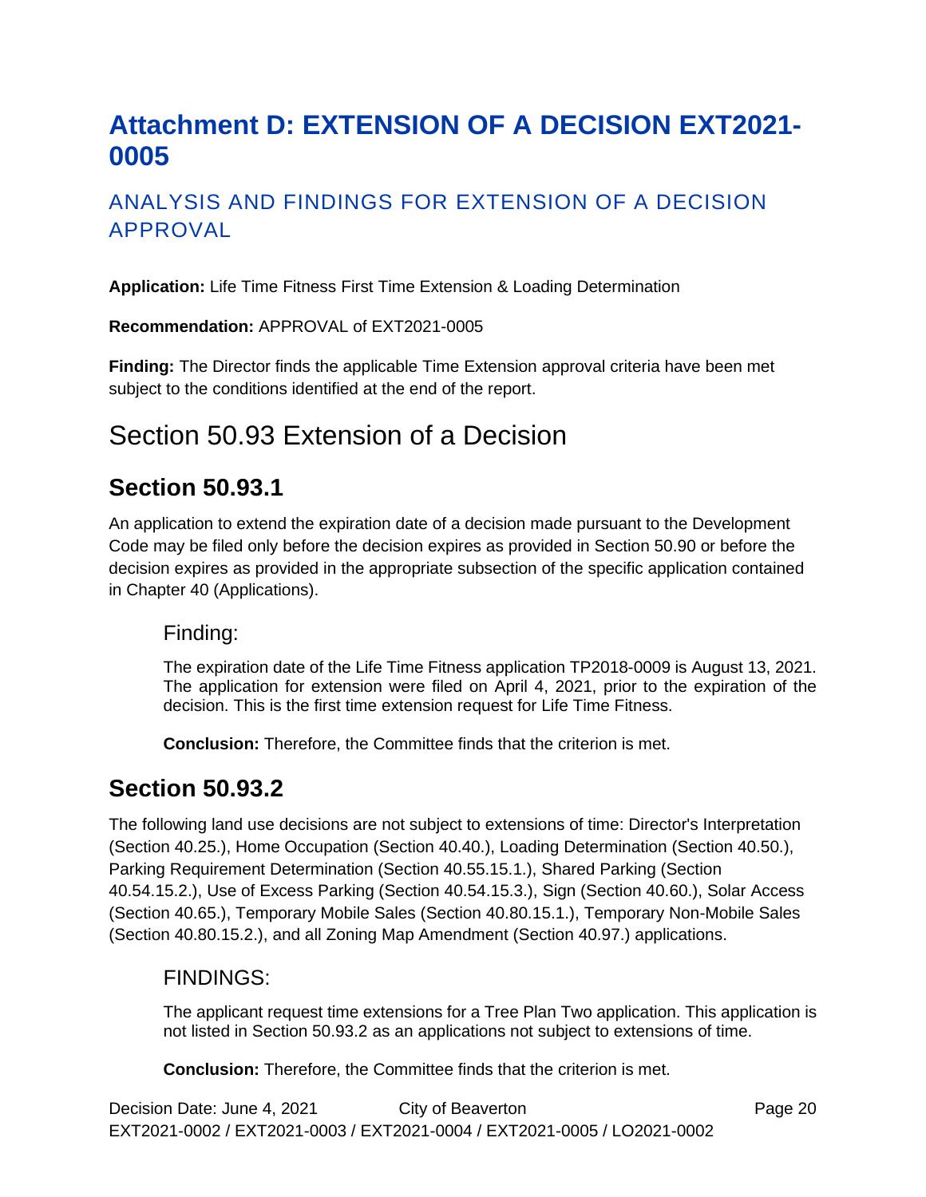# Attachment D: EXTENSION OF A DECISION EXT2021-0005

## ANALYSIS AND FINDINGS FOR EXTENSION OF A DECISION APPROVAL

**Application:** Life Time Fitness First Time Extension & Loading Determination

**Recommendation:** APPROVAL of EXT2021-0005

**Finding:** The Director finds the applicable Time Extension approval criteria have been met subject to the conditions identified at the end of the report.

# Section 50.93 Extension of a Decision

## Section 50.93.1

An application to extend the expiration date of a decision made pursuant to the Development Code may be filed only before the decision expires as provided in Section 50.90 or before the decision expires as provided in the appropriate subsection of the specific application contained in Chapter 40 (Applications).

### Finding:

The expiration date of the Life Time Fitness application TP2018-0009 is August 13, 2021. The application for extension were filed on April 4, 2021, prior to the expiration of the decision. This is the first time extension request for Life Time Fitness.

**Conclusion:** Therefore, the Committee finds that the criterion is met.

## Section 50.93.2

The following land use decisions are not subject to extensions of time: Director's Interpretation (Section 40.25.), Home Occupation (Section 40.40.), Loading Determination (Section 40.50.), Parking Requirement Determination (Section 40.55.15.1.), Shared Parking (Section 40.54.15.2.), Use of Excess Parking (Section 40.54.15.3.), Sign (Section 40.60.), Solar Access (Section 40.65.), Temporary Mobile Sales (Section 40.80.15.1.), Temporary Non-Mobile Sales (Section 40.80.15.2.), and all Zoning Map Amendment (Section 40.97.) applications.

### FINDINGS:

The applicant request time extensions for a Tree Plan Two application. This application is not listed in Section 50.93.2 as an applications not subject to extensions of time.

**Conclusion:** Therefore, the Committee finds that the criterion is met.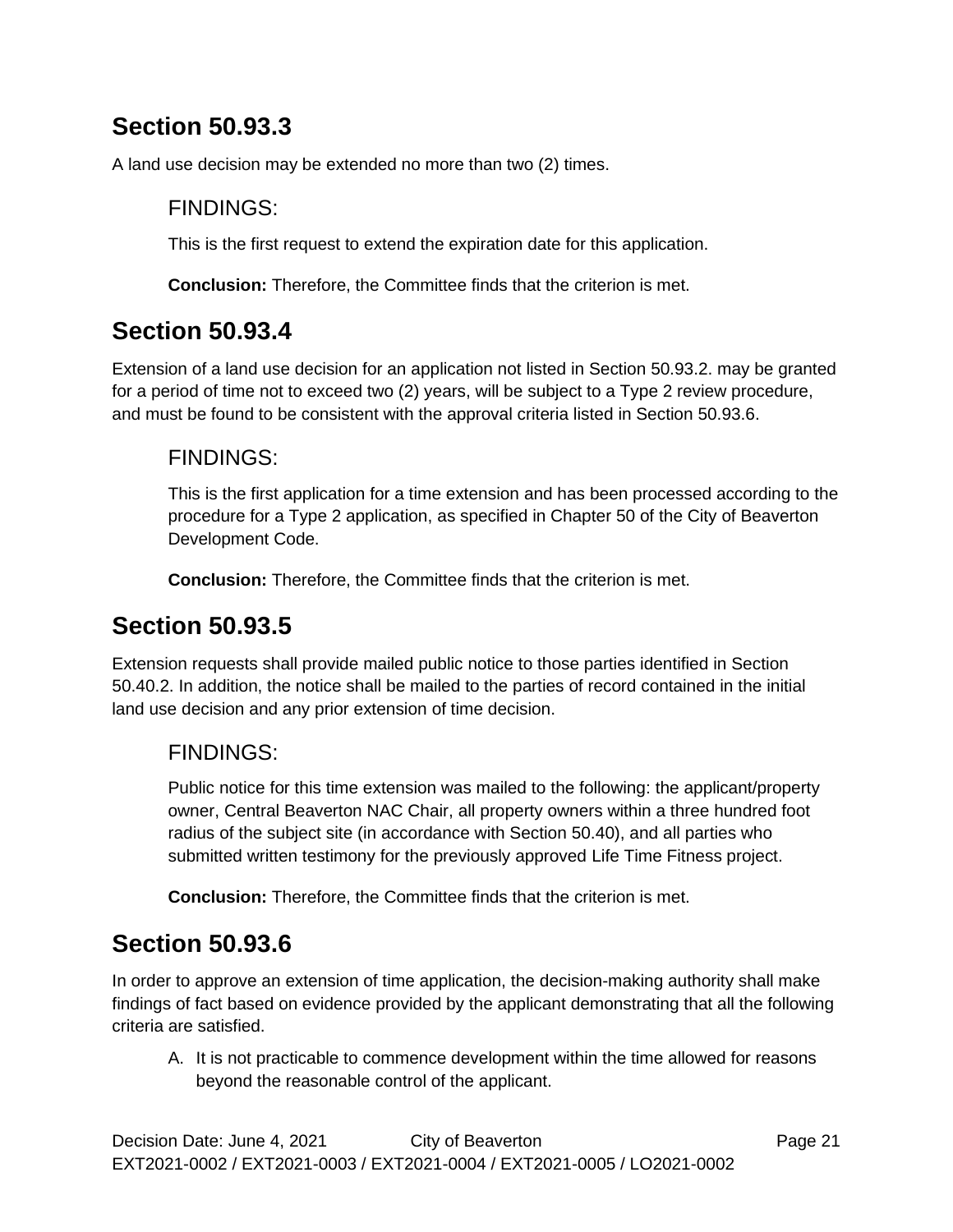## Section 50.93.3

A land use decision may be extended no more than two (2) times.

### FINDINGS:

This is the first request to extend the expiration date for this application.

**Conclusion:** Therefore, the Committee finds that the criterion is met.

## Section 50.93.4

Extension of a land use decision for an application not listed in Section 50.93.2. may be granted for a period of time not to exceed two (2) years, will be subject to a Type 2 review procedure, and must be found to be consistent with the approval criteria listed in Section 50.93.6.

### FINDINGS:

This is the first application for a time extension and has been processed according to the procedure for a Type 2 application, as specified in Chapter 50 of the City of Beaverton Development Code.

**Conclusion:** Therefore, the Committee finds that the criterion is met.

## Section 50.93.5

Extension requests shall provide mailed public notice to those parties identified in Section 50.40.2. In addition, the notice shall be mailed to the parties of record contained in the initial land use decision and any prior extension of time decision.

### FINDINGS:

Public notice for this time extension was mailed to the following: the applicant/property owner, Central Beaverton NAC Chair, all property owners within a three hundred foot radius of the subject site (in accordance with Section 50.40), and all parties who submitted written testimony for the previously approved Life Time Fitness project.

**Conclusion:** Therefore, the Committee finds that the criterion is met.

## Section 50.93.6

In order to approve an extension of time application, the decision-making authority shall make findings of fact based on evidence provided by the applicant demonstrating that all the following criteria are satisfied.

A. It is not practicable to commence development within the time allowed for reasons beyond the reasonable control of the applicant.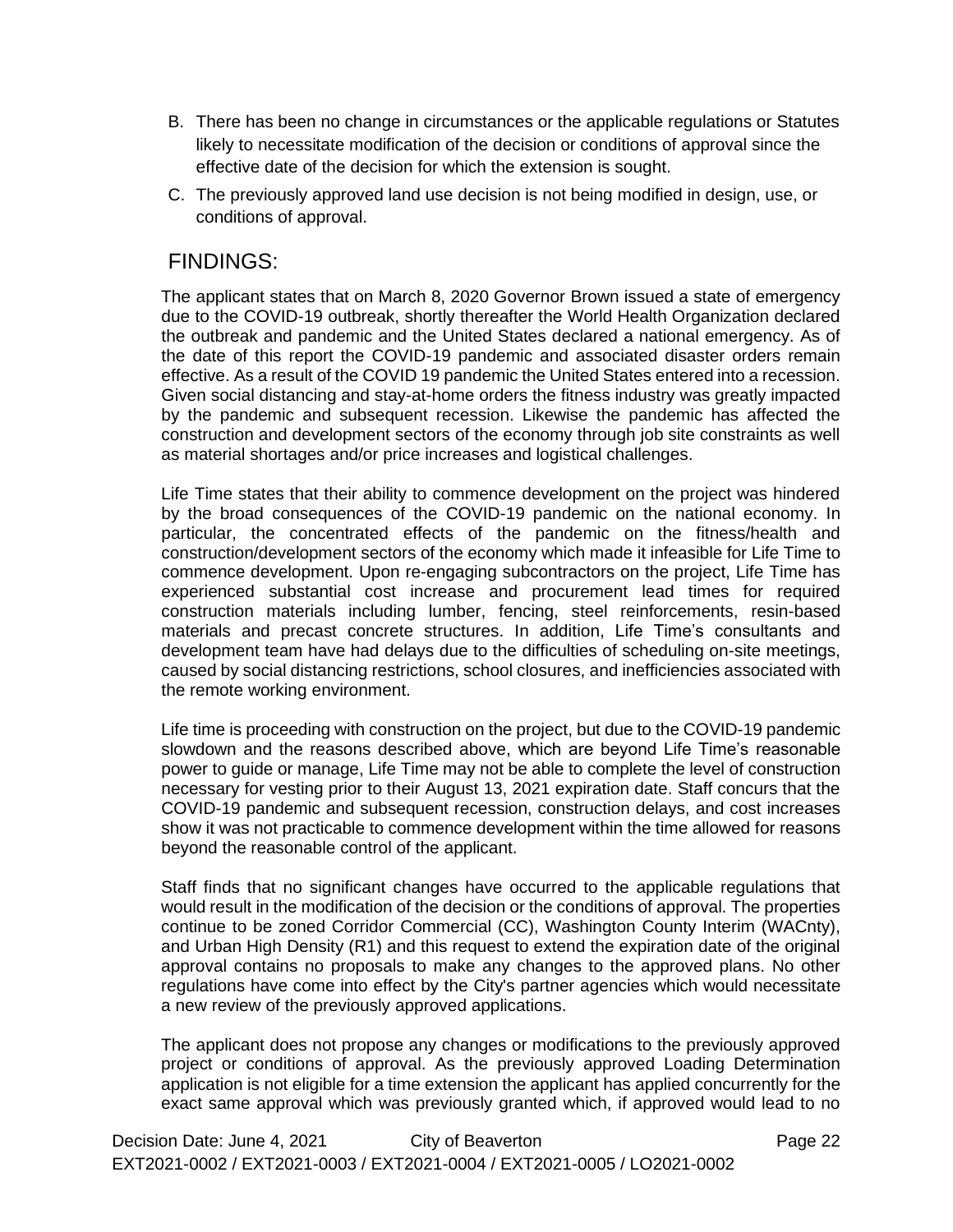B. There has been no change in circumstances or the applicable regulations or Statutes likely to necessitate modification of the decision or conditions of approval since the effective date of the decision for which the extension is sought.

C. The previously approved land use decision is not being modified in design, use, or conditions of approval.

## FINDINGS:

The applicant states that on March 8, 2020 Governor Brown issued a state of emergency due to the COVID-19 outbreak, shortly thereafter the World Health Organization declared the outbreak and pandemic and the United States declared a national emergency. As of the date of this report the COVID-19 pandemic and associated disaster orders remain effective. As a result of the COVID 19 pandemic the United States entered into a recession. Given social distancing and stay-at-home orders the fitness industry was greatly impacted by the pandemic and subsequent recession. Likewise the pandemic has affected the construction and development sectors of the economy through job site constraints as well as material shortages and/or price increases and logistical challenges.

Life Time states that their ability to commence development on the project was hindered by the broad consequences of the COVID-19 pandemic on the national economy. In particular, the concentrated effects of the pandemic on the fitness/health and construction/development sectors of the economy which made it infeasible for Life Time to commence development. Upon re-engaging subcontractors on the project, Life Time has experienced substantial cost increase and procurement lead times for required construction materials including lumber, fencing, steel reinforcements, resin-based materials and precast concrete structures. In addition, Life Time's consultants and development team have had delays due to the difficulties of scheduling on-site meetings, caused by social distancing restrictions, school closures, and inefficiencies associated with the remote working environment.

Life time is proceeding with construction on the project, but due to the COVID-19 pandemic slowdown and the reasons described above, which are beyond Life Time's reasonable power to guide or manage, Life Time may not be able to complete the level of construction necessary for vesting prior to their August 13, 2021 expiration date. Staff concurs that the COVID-19 pandemic and subsequent recession, construction delays, and cost increases show it was not practicable to commence development within the time allowed for reasons beyond the reasonable control of the applicant.

Staff finds that no significant changes have occurred to the applicable regulations that would result in the modification of the decision or the conditions of approval. The properties continue to be zoned Corridor Commercial (CC), Washington County Interim (WACnty), and Urban High Density (R1) and this request to extend the expiration date of the original approval contains no proposals to make any changes to the approved plans. No other regulations have come into effect by the City's partner agencies which would necessitate a new review of the previously approved applications.

The applicant does not propose any changes or modifications to the previously approved project or conditions of approval. As the previously approved Loading Determination application is not eligible for a time extension the applicant has applied concurrently for the exact same approval which was previously granted which, if approved would lead to no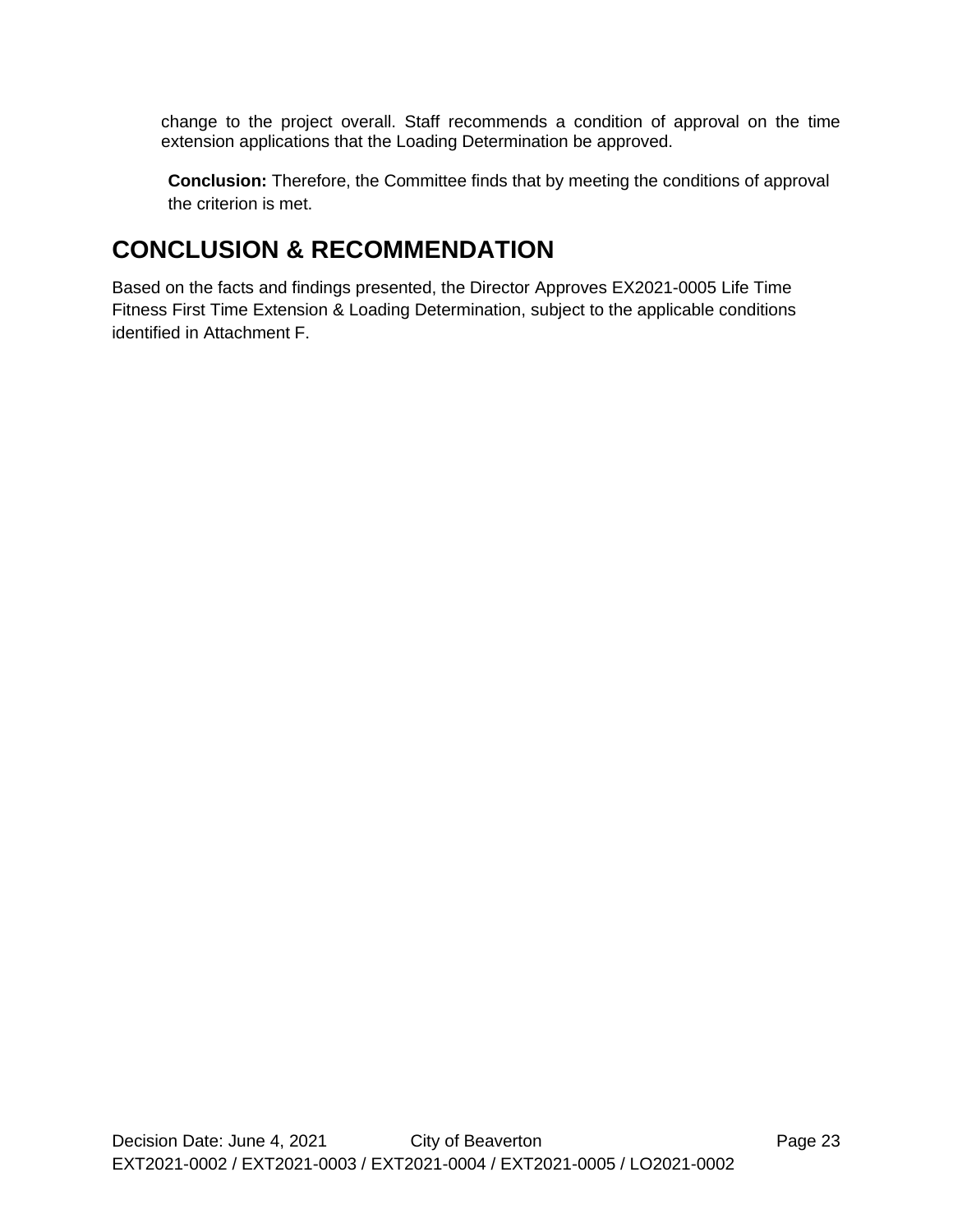change to the project overall. Staff recommends a condition of approval on the time extension applications that the Loading Determination be approved.

**Conclusion:** Therefore, the Committee finds that by meeting the conditions of approval the criterion is met.

# CONCLUSION & RECOMMENDATION

Based on the facts and findings presented, the Director Approves EX2021-0005 Life Time Fitness First Time Extension & Loading Determination, subject to the applicable conditions identified in Attachment F.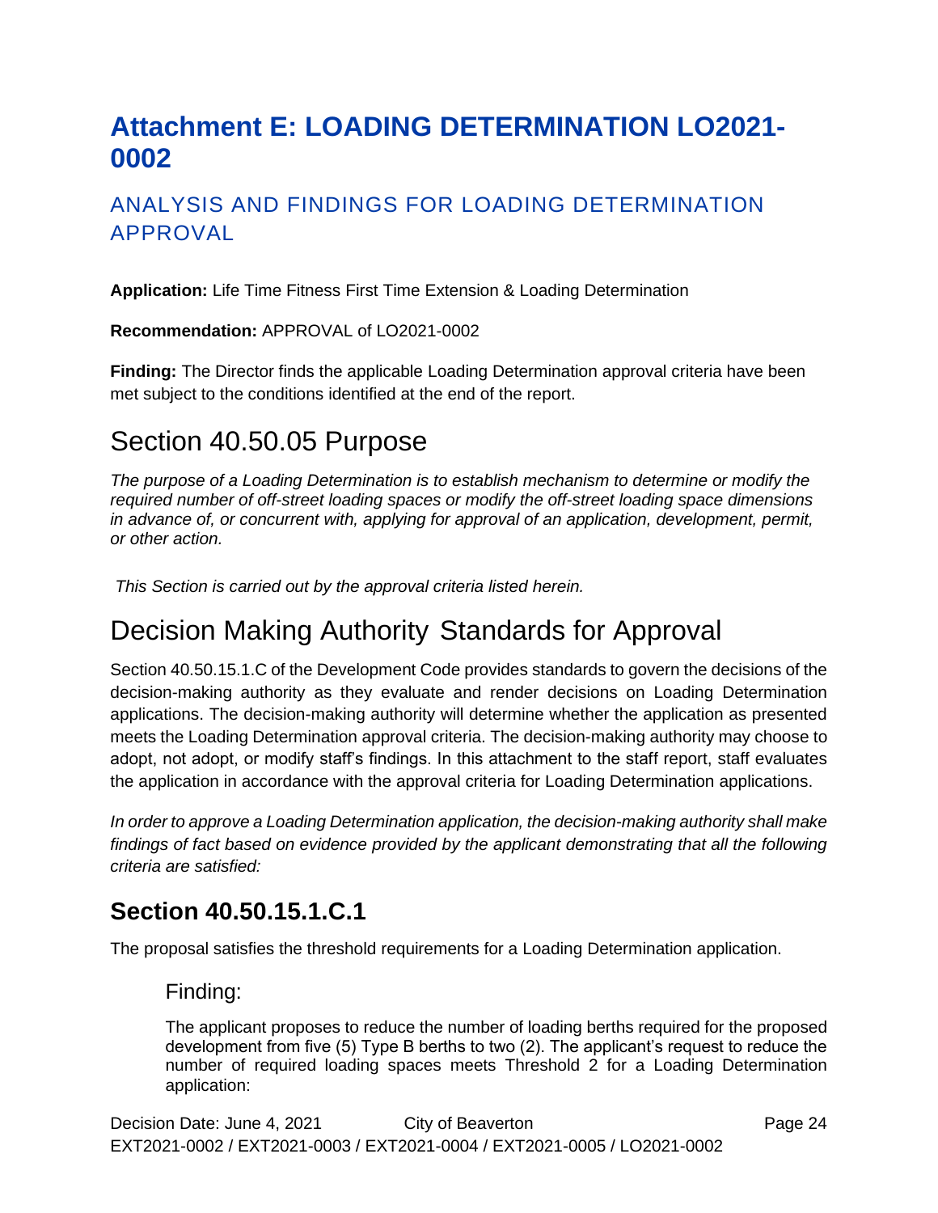# Attachment E: LOADING DETERMINATION LO2021-0002

## ANALYSIS AND FINDINGS FOR LOADING DETERMINATION APPROVAL

**Application:** Life Time Fitness First Time Extension & Loading Determination

**Recommendation:** APPROVAL of LO2021-0002

**Finding:** The Director finds the applicable Loading Determination approval criteria have been met subject to the conditions identified at the end of the report.

# Section 40.50.05 Purpose

*The purpose of a Loading Determination is to establish mechanism to determine or modify the required number of off-street loading spaces or modify the off-street loading space dimensions in advance of, or concurrent with, applying for approval of an application, development, permit, or other action.*

*This Section is carried out by the approval criteria listed herein.*

# Decision Making Authority Standards for Approval

Section 40.50.15.1.C of the Development Code provides standards to govern the decisions of the decision-making authority as they evaluate and render decisions on Loading Determination applications. The decision-making authority will determine whether the application as presented meets the Loading Determination approval criteria. The decision-making authority may choose to adopt, not adopt, or modify staff's findings. In this attachment to the staff report, staff evaluates the application in accordance with the approval criteria for Loading Determination applications.

*In order to approve a Loading Determination application, the decision-making authority shall make findings of fact based on evidence provided by the applicant demonstrating that all the following criteria are satisfied:*

## Section 40.50.15.1.C.1

The proposal satisfies the threshold requirements for a Loading Determination application.

### Finding:

The applicant proposes to reduce the number of loading berths required for the proposed development from five (5) Type B berths to two (2). The applicant's request to reduce the number of required loading spaces meets Threshold 2 for a Loading Determination application: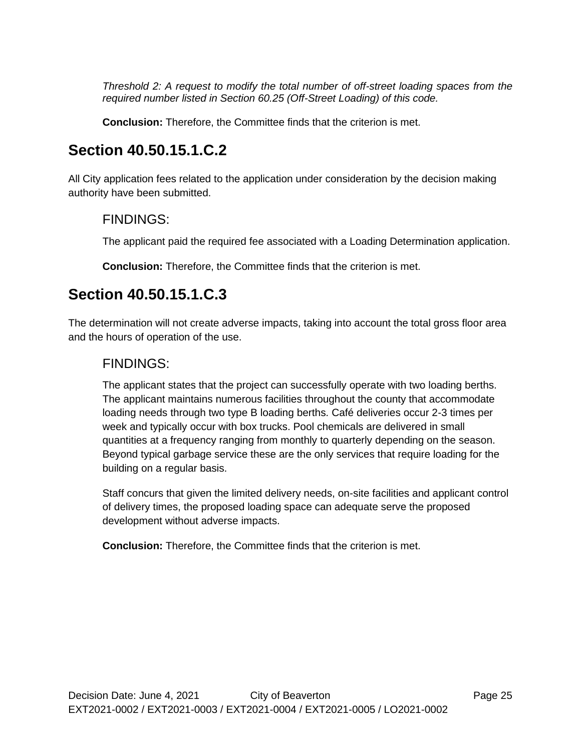*Threshold 2: A request to modify the total number of off-street loading spaces from the required number listed in Section 60.25 (Off-Street Loading) of this code.*

**Conclusion:** Therefore, the Committee finds that the criterion is met.

## Section 40.50.15.1.C.2

All City application fees related to the application under consideration by the decision making authority have been submitted.

### FINDINGS:

The applicant paid the required fee associated with a Loading Determination application.

**Conclusion:** Therefore, the Committee finds that the criterion is met.

## Section 40.50.15.1.C.3

The determination will not create adverse impacts, taking into account the total gross floor area and the hours of operation of the use.

### FINDINGS:

The applicant states that the project can successfully operate with two loading berths. The applicant maintains numerous facilities throughout the county that accommodate loading needs through two type B loading berths. Café deliveries occur 2-3 times per week and typically occur with box trucks. Pool chemicals are delivered in small quantities at a frequency ranging from monthly to quarterly depending on the season. Beyond typical garbage service these are the only services that require loading for the building on a regular basis.

Staff concurs that given the limited delivery needs, on-site facilities and applicant control of delivery times, the proposed loading space can adequate serve the proposed development without adverse impacts.

**Conclusion:** Therefore, the Committee finds that the criterion is met.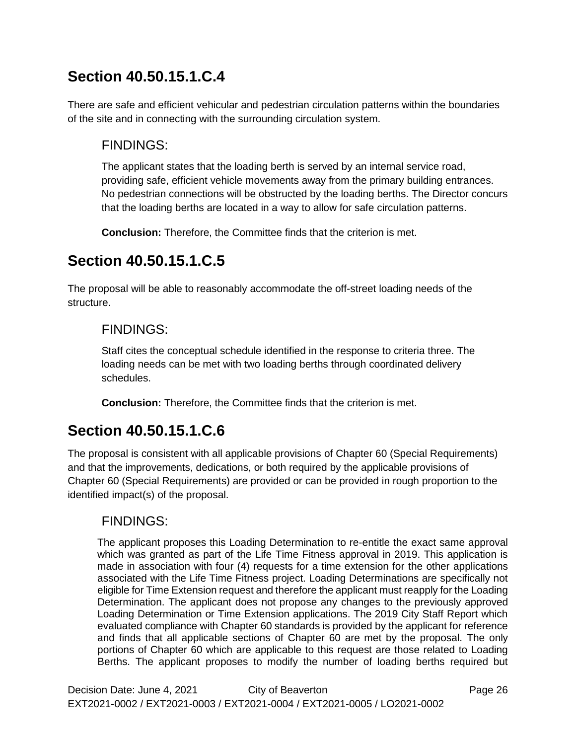## Section 40.50.15.1.C.4

There are safe and efficient vehicular and pedestrian circulation patterns within the boundaries of the site and in connecting with the surrounding circulation system.

### FINDINGS:

The applicant states that the loading berth is served by an internal service road, providing safe, efficient vehicle movements away from the primary building entrances. No pedestrian connections will be obstructed by the loading berths. The Director concurs that the loading berths are located in a way to allow for safe circulation patterns.

**Conclusion:** Therefore, the Committee finds that the criterion is met.

## Section 40.50.15.1.C.5

The proposal will be able to reasonably accommodate the off-street loading needs of the structure.

### FINDINGS:

Staff cites the conceptual schedule identified in the response to criteria three. The loading needs can be met with two loading berths through coordinated delivery schedules.

**Conclusion:** Therefore, the Committee finds that the criterion is met.

## Section 40.50.15.1.C.6

The proposal is consistent with all applicable provisions of Chapter 60 (Special Requirements) and that the improvements, dedications, or both required by the applicable provisions of Chapter 60 (Special Requirements) are provided or can be provided in rough proportion to the identified impact(s) of the proposal.

### FINDINGS:

The applicant proposes this Loading Determination to re-entitle the exact same approval which was granted as part of the Life Time Fitness approval in 2019. This application is made in association with four (4) requests for a time extension for the other applications associated with the Life Time Fitness project. Loading Determinations are specifically not eligible for Time Extension request and therefore the applicant must reapply for the Loading Determination. The applicant does not propose any changes to the previously approved Loading Determination or Time Extension applications. The 2019 City Staff Report which evaluated compliance with Chapter 60 standards is provided by the applicant for reference and finds that all applicable sections of Chapter 60 are met by the proposal. The only portions of Chapter 60 which are applicable to this request are those related to Loading Berths. The applicant proposes to modify the number of loading berths required but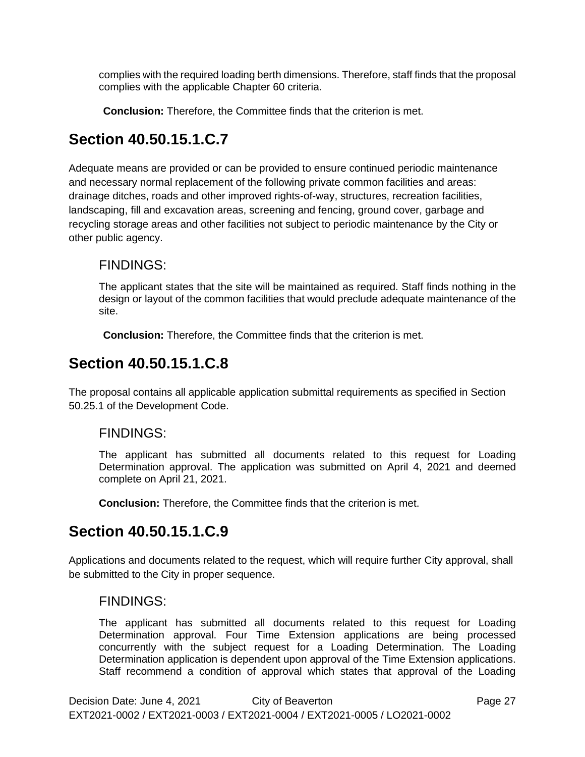complies with the required loading berth dimensions. Therefore, staff finds that the proposal complies with the applicable Chapter 60 criteria.

**Conclusion:** Therefore, the Committee finds that the criterion is met.

## Section 40.50.15.1.C.7

Adequate means are provided or can be provided to ensure continued periodic maintenance and necessary normal replacement of the following private common facilities and areas: drainage ditches, roads and other improved rights-of-way, structures, recreation facilities, landscaping, fill and excavation areas, screening and fencing, ground cover, garbage and recycling storage areas and other facilities not subject to periodic maintenance by the City or other public agency.

### FINDINGS:

The applicant states that the site will be maintained as required. Staff finds nothing in the design or layout of the common facilities that would preclude adequate maintenance of the site.

**Conclusion:** Therefore, the Committee finds that the criterion is met.

## Section 40.50.15.1.C.8

The proposal contains all applicable application submittal requirements as specified in Section 50.25.1 of the Development Code.

### FINDINGS:

The applicant has submitted all documents related to this request for Loading Determination approval. The application was submitted on April 4, 2021 and deemed complete on April 21, 2021.

**Conclusion:** Therefore, the Committee finds that the criterion is met.

## Section 40.50.15.1.C.9

Applications and documents related to the request, which will require further City approval, shall be submitted to the City in proper sequence.

### FINDINGS:

The applicant has submitted all documents related to this request for Loading Determination approval. Four Time Extension applications are being processed concurrently with the subject request for a Loading Determination. The Loading Determination application is dependent upon approval of the Time Extension applications. Staff recommend a condition of approval which states that approval of the Loading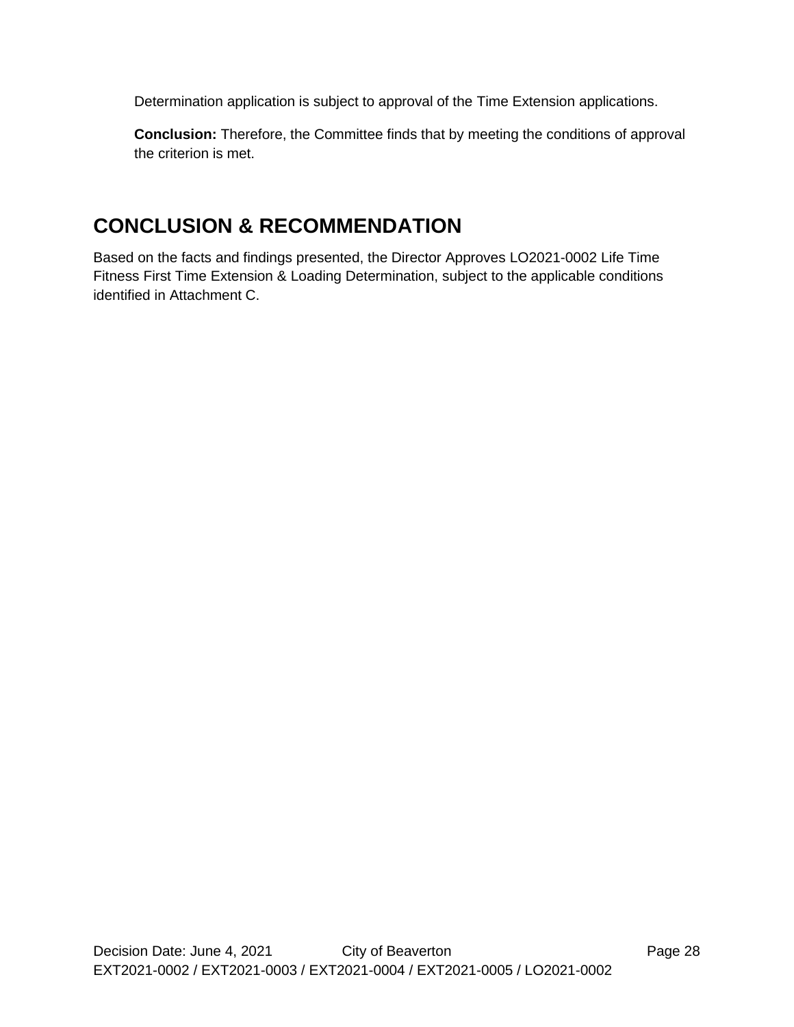Determination application is subject to approval of the Time Extension applications.

**Conclusion:** Therefore, the Committee finds that by meeting the conditions of approval the criterion is met.

## CONCLUSION & RECOMMENDATION

Based on the facts and findings presented, the Director Approves LO2021-0002 Life Time Fitness First Time Extension & Loading Determination, subject to the applicable conditions identified in Attachment C.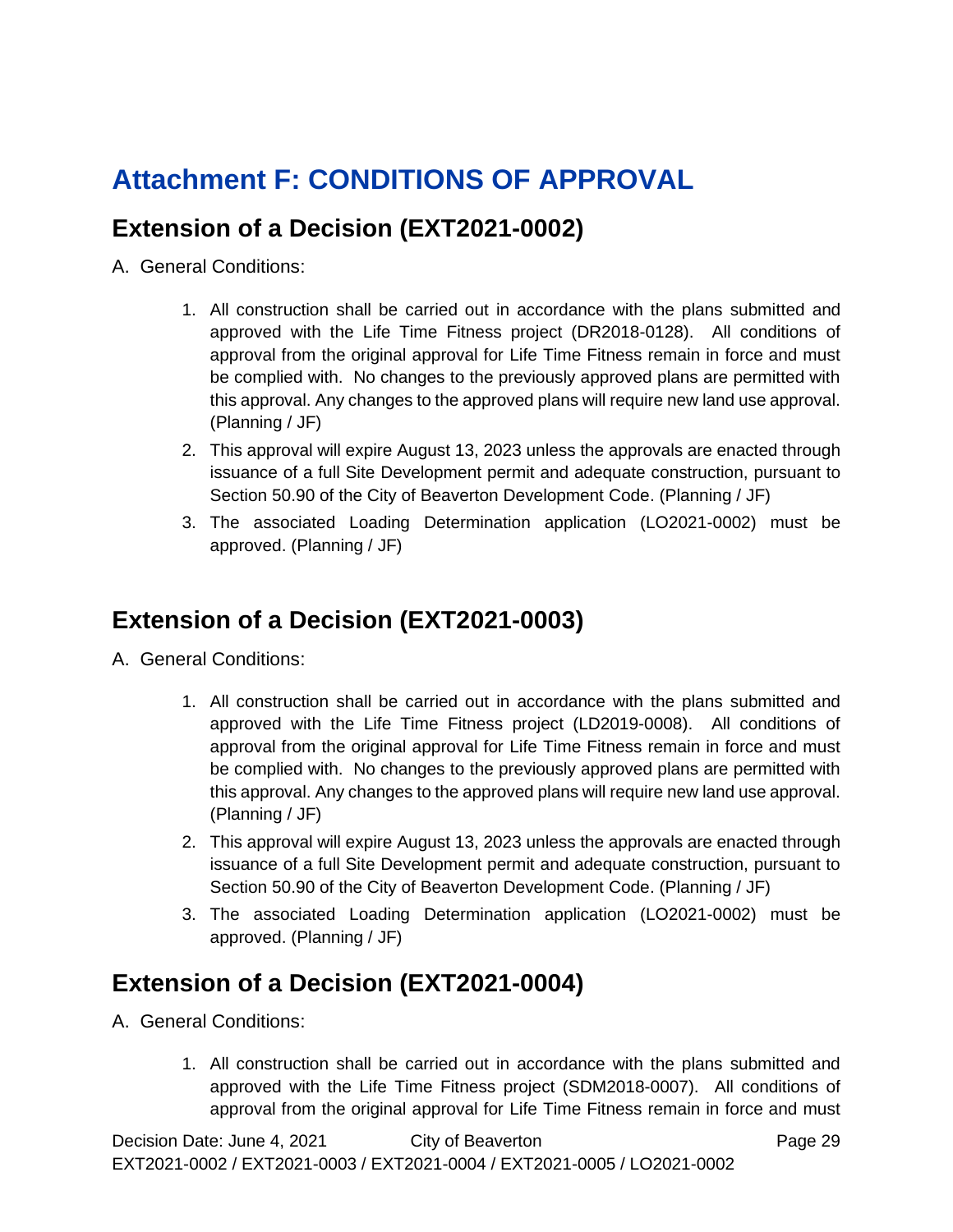# Attachment F: CONDITIONS OF APPROVAL

## Extension of a Decision (EXT2021-0002)

A. General Conditions:

1. All construction shall be carried out in accordance with the plans submitted and approved with the Life Time Fitness project (DR2018-0128). All conditions of approval from the original approval for Life Time Fitness remain in force and must be complied with. No changes to the previously approved plans are permitted with this approval. Any changes to the approved plans will require new land use approval. (Planning / JF)
2. This approval will expire August 13, 2023 unless the approvals are enacted through issuance of a full Site Development permit and adequate construction, pursuant to Section 50.90 of the City of Beaverton Development Code. (Planning / JF)
3. The associated Loading Determination application (LO2021-0002) must be approved. (Planning / JF)

## Extension of a Decision (EXT2021-0003)

A. General Conditions:

1. All construction shall be carried out in accordance with the plans submitted and approved with the Life Time Fitness project (LD2019-0008). All conditions of approval from the original approval for Life Time Fitness remain in force and must be complied with. No changes to the previously approved plans are permitted with this approval. Any changes to the approved plans will require new land use approval. (Planning / JF)
2. This approval will expire August 13, 2023 unless the approvals are enacted through issuance of a full Site Development permit and adequate construction, pursuant to Section 50.90 of the City of Beaverton Development Code. (Planning / JF)
3. The associated Loading Determination application (LO2021-0002) must be approved. (Planning / JF)

## Extension of a Decision (EXT2021-0004)

A. General Conditions:

1. All construction shall be carried out in accordance with the plans submitted and approved with the Life Time Fitness project (SDM2018-0007). All conditions of approval from the original approval for Life Time Fitness remain in force and must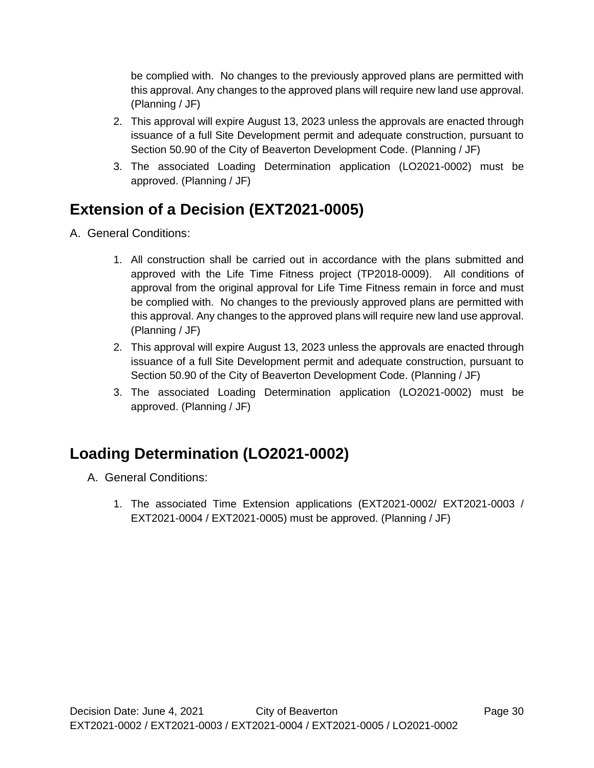be complied with.  No changes to the previously approved plans are permitted with this approval. Any changes to the approved plans will require new land use approval. (Planning / JF)

2. This approval will expire August 13, 2023 unless the approvals are enacted through issuance of a full Site Development permit and adequate construction, pursuant to Section 50.90 of the City of Beaverton Development Code. (Planning / JF)
3. The associated Loading Determination application (LO2021-0002) must be approved. (Planning / JF)

## Extension of a Decision (EXT2021-0005)

A. General Conditions:

1. All construction shall be carried out in accordance with the plans submitted and approved with the Life Time Fitness project (TP2018-0009).  All conditions of approval from the original approval for Life Time Fitness remain in force and must be complied with.  No changes to the previously approved plans are permitted with this approval. Any changes to the approved plans will require new land use approval. (Planning / JF)
2. This approval will expire August 13, 2023 unless the approvals are enacted through issuance of a full Site Development permit and adequate construction, pursuant to Section 50.90 of the City of Beaverton Development Code. (Planning / JF)
3. The associated Loading Determination application (LO2021-0002) must be approved. (Planning / JF)

## Loading Determination (LO2021-0002)

A. General Conditions:

1. The associated Time Extension applications (EXT2021-0002/ EXT2021-0003 / EXT2021-0004 / EXT2021-0005) must be approved. (Planning / JF)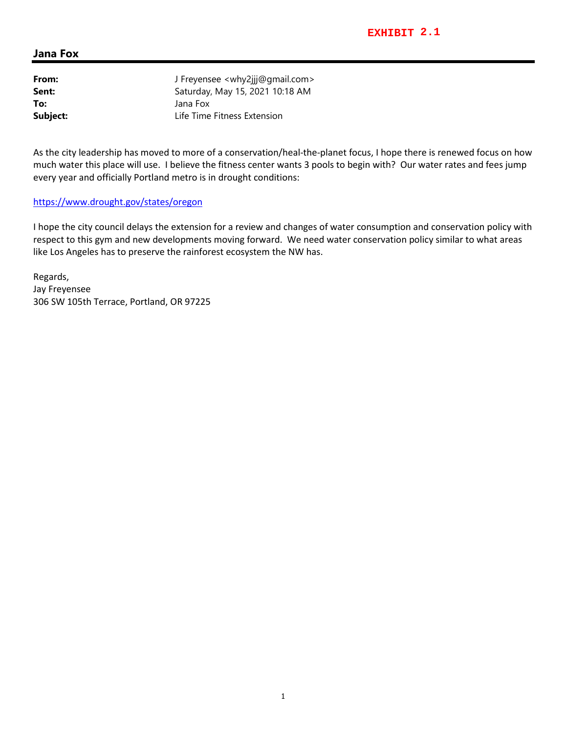EXHIBIT 2.1

## Jana Fox

**From:** J Freyensee <why2jjj@gmail.com>
**Sent:** Saturday, May 15, 2021 10:18 AM
**To:** Jana Fox
**Subject:** Life Time Fitness Extension

As the city leadership has moved to more of a conservation/heal-the-planet focus, I hope there is renewed focus on how much water this place will use. I believe the fitness center wants 3 pools to begin with? Our water rates and fees jump every year and officially Portland metro is in drought conditions:

https://www.drought.gov/states/oregon

I hope the city council delays the extension for a review and changes of water consumption and conservation policy with respect to this gym and new developments moving forward. We need water conservation policy similar to what areas like Los Angeles has to preserve the rainforest ecosystem the NW has.

Regards,
Jay Freyensee
306 SW 105th Terrace, Portland, OR 97225